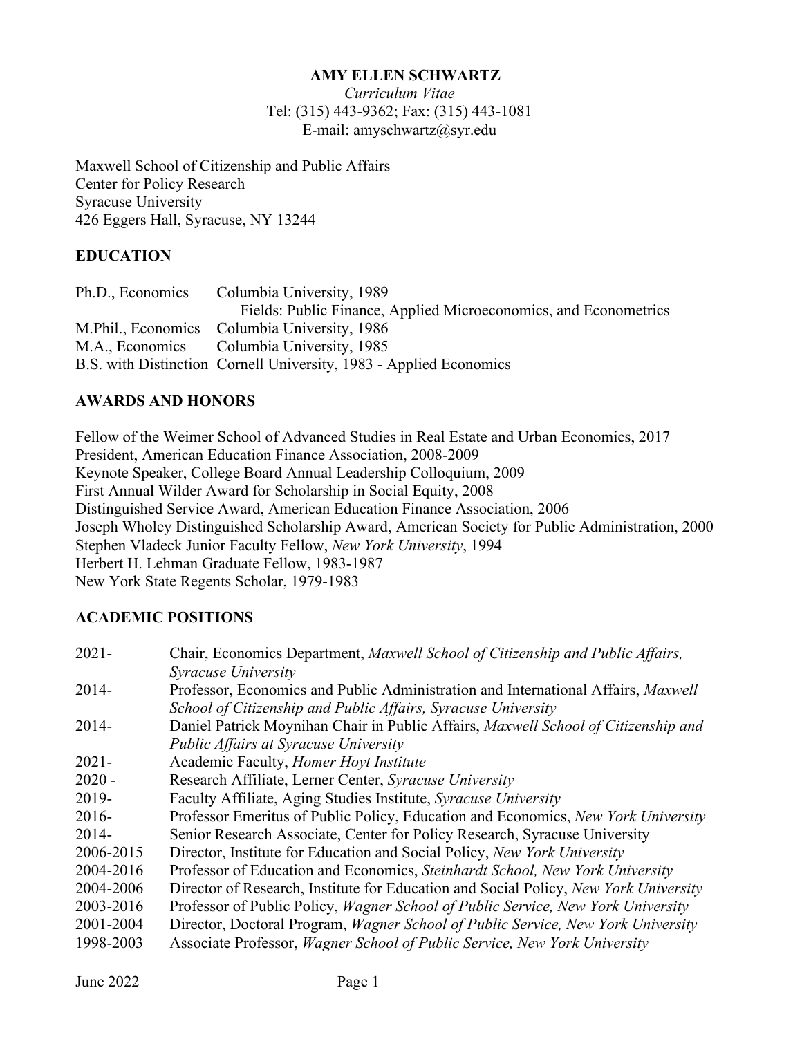# AMY ELLEN SCHWARTZ

*Curriculum Vitae*

Tel: (315) 443-9362; Fax: (315) 443-1081

E-mail: amyschwartz@syr.edu

Maxwell School of Citizenship and Public Affairs
Center for Policy Research
Syracuse University
426 Eggers Hall, Syracuse, NY 13244

## EDUCATION

| | |
|---|---|
| Ph.D., Economics | Columbia University, 1989<br>Fields: Public Finance, Applied Microeconomics, and Econometrics |
| M.Phil., Economics | Columbia University, 1986 |
| M.A., Economics | Columbia University, 1985 |
| B.S. with Distinction | Cornell University, 1983 - Applied Economics |

## AWARDS AND HONORS

Fellow of the Weimer School of Advanced Studies in Real Estate and Urban Economics, 2017
President, American Education Finance Association, 2008-2009
Keynote Speaker, College Board Annual Leadership Colloquium, 2009
First Annual Wilder Award for Scholarship in Social Equity, 2008
Distinguished Service Award, American Education Finance Association, 2006
Joseph Wholey Distinguished Scholarship Award, American Society for Public Administration, 2000
Stephen Vladeck Junior Faculty Fellow, *New York University*, 1994
Herbert H. Lehman Graduate Fellow, 1983-1987
New York State Regents Scholar, 1979-1983

## ACADEMIC POSITIONS

| | |
|---|---|
| 2021- | Chair, Economics Department, *Maxwell School of Citizenship and Public Affairs, Syracuse University* |
| 2014- | Professor, Economics and Public Administration and International Affairs, *Maxwell School of Citizenship and Public Affairs, Syracuse University* |
| 2014- | Daniel Patrick Moynihan Chair in Public Affairs, *Maxwell School of Citizenship and Public Affairs at Syracuse University* |
| 2021- | Academic Faculty, *Homer Hoyt Institute* |
| 2020 - | Research Affiliate, Lerner Center, *Syracuse University* |
| 2019- | Faculty Affiliate, Aging Studies Institute, *Syracuse University* |
| 2016- | Professor Emeritus of Public Policy, Education and Economics, *New York University* |
| 2014- | Senior Research Associate, Center for Policy Research, Syracuse University |
| 2006-2015 | Director, Institute for Education and Social Policy, *New York University* |
| 2004-2016 | Professor of Education and Economics, *Steinhardt School, New York University* |
| 2004-2006 | Director of Research, Institute for Education and Social Policy, *New York University* |
| 2003-2016 | Professor of Public Policy, *Wagner School of Public Service, New York University* |
| 2001-2004 | Director, Doctoral Program, *Wagner School of Public Service, New York University* |
| 1998-2003 | Associate Professor, *Wagner School of Public Service, New York University* |

June 2022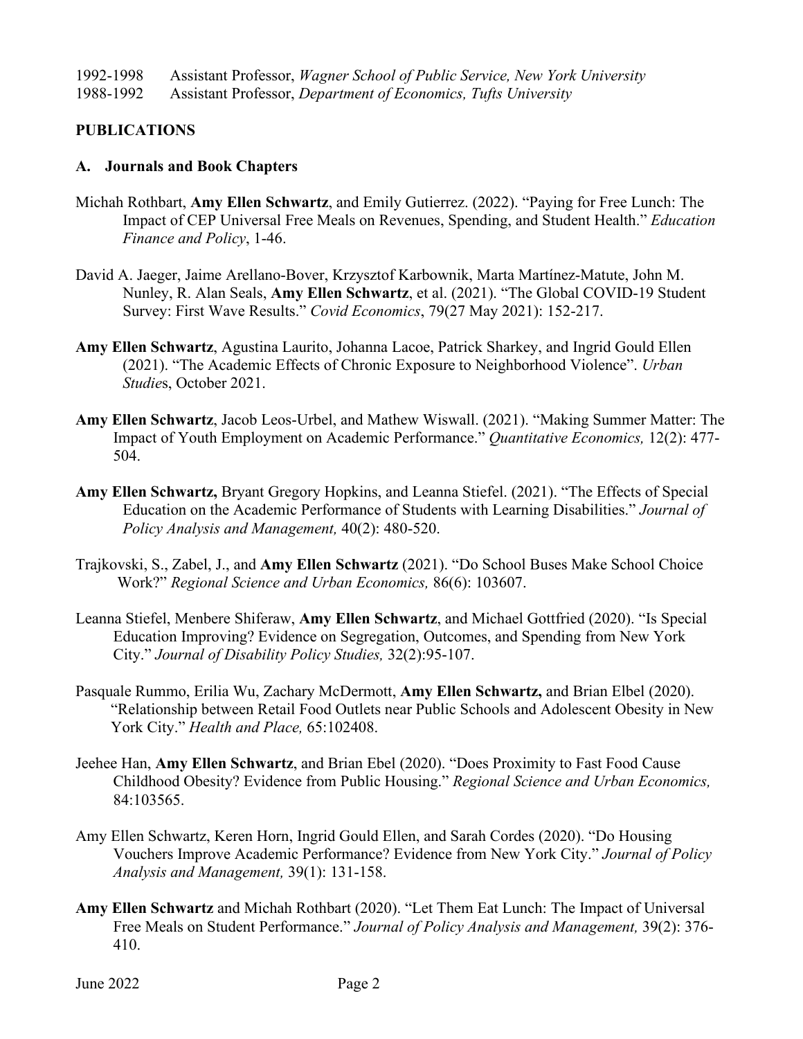1992-1998 Assistant Professor, *Wagner School of Public Service, New York University*
1988-1992 Assistant Professor, *Department of Economics, Tufts University*

## PUBLICATIONS

### A. Journals and Book Chapters

Michah Rothbart, **Amy Ellen Schwartz**, and Emily Gutierrez. (2022). "Paying for Free Lunch: The Impact of CEP Universal Free Meals on Revenues, Spending, and Student Health." *Education Finance and Policy*, 1-46.

David A. Jaeger, Jaime Arellano-Bover, Krzysztof Karbownik, Marta Martínez-Matute, John M. Nunley, R. Alan Seals, **Amy Ellen Schwartz**, et al. (2021). "The Global COVID-19 Student Survey: First Wave Results." *Covid Economics*, 79(27 May 2021): 152-217.

**Amy Ellen Schwartz**, Agustina Laurito, Johanna Lacoe, Patrick Sharkey, and Ingrid Gould Ellen (2021). "The Academic Effects of Chronic Exposure to Neighborhood Violence". *Urban Studies*, October 2021.

**Amy Ellen Schwartz**, Jacob Leos-Urbel, and Mathew Wiswall. (2021). "Making Summer Matter: The Impact of Youth Employment on Academic Performance." *Quantitative Economics,* 12(2): 477-504.

**Amy Ellen Schwartz,** Bryant Gregory Hopkins, and Leanna Stiefel. (2021). "The Effects of Special Education on the Academic Performance of Students with Learning Disabilities." *Journal of Policy Analysis and Management,* 40(2): 480-520.

Trajkovski, S., Zabel, J., and **Amy Ellen Schwartz** (2021). "Do School Buses Make School Choice Work?" *Regional Science and Urban Economics,* 86(6): 103607.

Leanna Stiefel, Menbere Shiferaw, **Amy Ellen Schwartz**, and Michael Gottfried (2020). "Is Special Education Improving? Evidence on Segregation, Outcomes, and Spending from New York City." *Journal of Disability Policy Studies,* 32(2):95-107.

Pasquale Rummo, Erilia Wu, Zachary McDermott, **Amy Ellen Schwartz,** and Brian Elbel (2020). "Relationship between Retail Food Outlets near Public Schools and Adolescent Obesity in New York City." *Health and Place,* 65:102408.

Jeehee Han, **Amy Ellen Schwartz**, and Brian Ebel (2020). "Does Proximity to Fast Food Cause Childhood Obesity? Evidence from Public Housing." *Regional Science and Urban Economics,* 84:103565.

Amy Ellen Schwartz, Keren Horn, Ingrid Gould Ellen, and Sarah Cordes (2020). "Do Housing Vouchers Improve Academic Performance? Evidence from New York City." *Journal of Policy Analysis and Management,* 39(1): 131-158.

**Amy Ellen Schwartz** and Michah Rothbart (2020). "Let Them Eat Lunch: The Impact of Universal Free Meals on Student Performance." *Journal of Policy Analysis and Management,* 39(2): 376-410.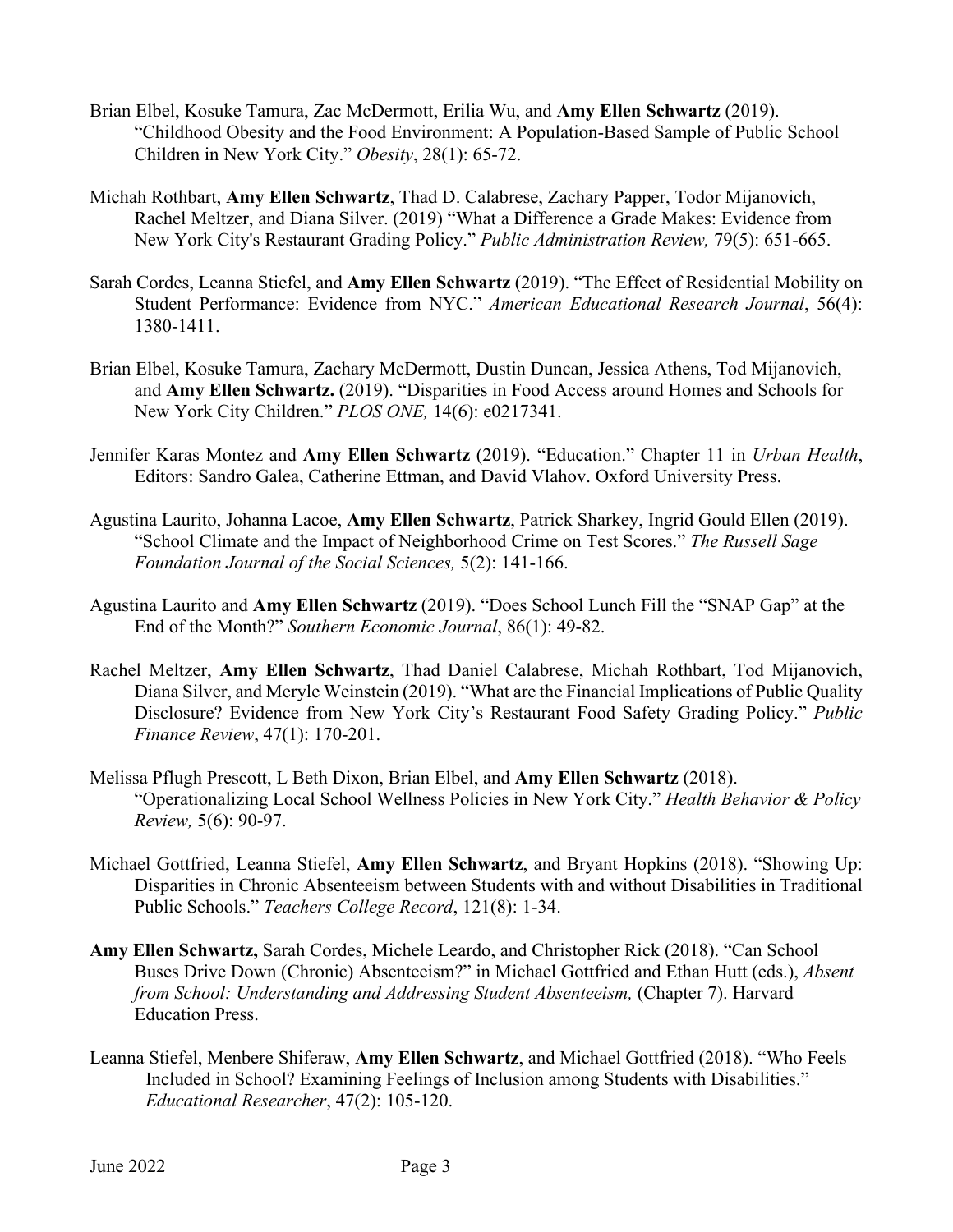Brian Elbel, Kosuke Tamura, Zac McDermott, Erilia Wu, and **Amy Ellen Schwartz** (2019). "Childhood Obesity and the Food Environment: A Population-Based Sample of Public School Children in New York City." *Obesity*, 28(1): 65-72.

Michah Rothbart, **Amy Ellen Schwartz**, Thad D. Calabrese, Zachary Papper, Todor Mijanovich, Rachel Meltzer, and Diana Silver. (2019) "What a Difference a Grade Makes: Evidence from New York City's Restaurant Grading Policy." *Public Administration Review,* 79(5): 651-665.

Sarah Cordes, Leanna Stiefel, and **Amy Ellen Schwartz** (2019). "The Effect of Residential Mobility on Student Performance: Evidence from NYC." *American Educational Research Journal*, 56(4): 1380-1411.

Brian Elbel, Kosuke Tamura, Zachary McDermott, Dustin Duncan, Jessica Athens, Tod Mijanovich, and **Amy Ellen Schwartz.** (2019). "Disparities in Food Access around Homes and Schools for New York City Children." *PLOS ONE,* 14(6): e0217341.

Jennifer Karas Montez and **Amy Ellen Schwartz** (2019). "Education." Chapter 11 in *Urban Health*, Editors: Sandro Galea, Catherine Ettman, and David Vlahov. Oxford University Press.

Agustina Laurito, Johanna Lacoe, **Amy Ellen Schwartz**, Patrick Sharkey, Ingrid Gould Ellen (2019). "School Climate and the Impact of Neighborhood Crime on Test Scores." *The Russell Sage Foundation Journal of the Social Sciences,* 5(2): 141-166.

Agustina Laurito and **Amy Ellen Schwartz** (2019). "Does School Lunch Fill the "SNAP Gap" at the End of the Month?" *Southern Economic Journal*, 86(1): 49-82.

Rachel Meltzer, **Amy Ellen Schwartz**, Thad Daniel Calabrese, Michah Rothbart, Tod Mijanovich, Diana Silver, and Meryle Weinstein (2019). "What are the Financial Implications of Public Quality Disclosure? Evidence from New York City's Restaurant Food Safety Grading Policy." *Public Finance Review*, 47(1): 170-201.

Melissa Pflugh Prescott, L Beth Dixon, Brian Elbel, and **Amy Ellen Schwartz** (2018). "Operationalizing Local School Wellness Policies in New York City." *Health Behavior & Policy Review,* 5(6): 90-97.

Michael Gottfried, Leanna Stiefel, **Amy Ellen Schwartz**, and Bryant Hopkins (2018). "Showing Up: Disparities in Chronic Absenteeism between Students with and without Disabilities in Traditional Public Schools." *Teachers College Record*, 121(8): 1-34.

**Amy Ellen Schwartz,** Sarah Cordes, Michele Leardo, and Christopher Rick (2018). "Can School Buses Drive Down (Chronic) Absenteeism?" in Michael Gottfried and Ethan Hutt (eds.), *Absent from School: Understanding and Addressing Student Absenteeism,* (Chapter 7). Harvard Education Press.

Leanna Stiefel, Menbere Shiferaw, **Amy Ellen Schwartz**, and Michael Gottfried (2018). "Who Feels Included in School? Examining Feelings of Inclusion among Students with Disabilities." *Educational Researcher*, 47(2): 105-120.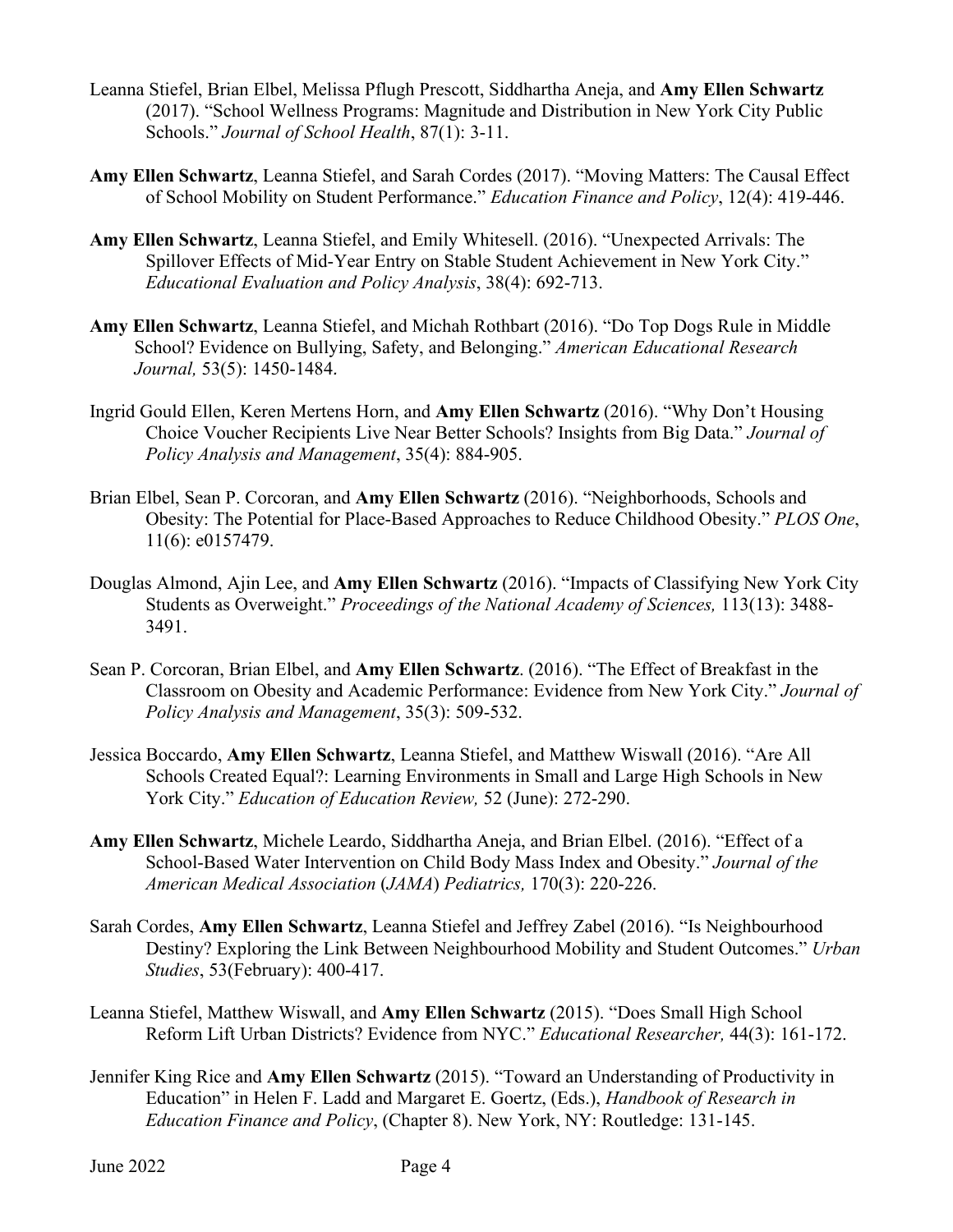Leanna Stiefel, Brian Elbel, Melissa Pflugh Prescott, Siddhartha Aneja, and **Amy Ellen Schwartz** (2017). "School Wellness Programs: Magnitude and Distribution in New York City Public Schools." *Journal of School Health*, 87(1): 3-11.

**Amy Ellen Schwartz**, Leanna Stiefel, and Sarah Cordes (2017). "Moving Matters: The Causal Effect of School Mobility on Student Performance." *Education Finance and Policy*, 12(4): 419-446.

**Amy Ellen Schwartz**, Leanna Stiefel, and Emily Whitesell. (2016). "Unexpected Arrivals: The Spillover Effects of Mid-Year Entry on Stable Student Achievement in New York City." *Educational Evaluation and Policy Analysis*, 38(4): 692-713.

**Amy Ellen Schwartz**, Leanna Stiefel, and Michah Rothbart (2016). "Do Top Dogs Rule in Middle School? Evidence on Bullying, Safety, and Belonging." *American Educational Research Journal,* 53(5): 1450-1484.

Ingrid Gould Ellen, Keren Mertens Horn, and **Amy Ellen Schwartz** (2016). "Why Don't Housing Choice Voucher Recipients Live Near Better Schools? Insights from Big Data." *Journal of Policy Analysis and Management*, 35(4): 884-905.

Brian Elbel, Sean P. Corcoran, and **Amy Ellen Schwartz** (2016). "Neighborhoods, Schools and Obesity: The Potential for Place-Based Approaches to Reduce Childhood Obesity." *PLOS One*, 11(6): e0157479.

Douglas Almond, Ajin Lee, and **Amy Ellen Schwartz** (2016). "Impacts of Classifying New York City Students as Overweight." *Proceedings of the National Academy of Sciences,* 113(13): 3488-3491.

Sean P. Corcoran, Brian Elbel, and **Amy Ellen Schwartz**. (2016). "The Effect of Breakfast in the Classroom on Obesity and Academic Performance: Evidence from New York City." *Journal of Policy Analysis and Management*, 35(3): 509-532.

Jessica Boccardo, **Amy Ellen Schwartz**, Leanna Stiefel, and Matthew Wiswall (2016). "Are All Schools Created Equal?: Learning Environments in Small and Large High Schools in New York City." *Education of Education Review,* 52 (June): 272-290.

**Amy Ellen Schwartz**, Michele Leardo, Siddhartha Aneja, and Brian Elbel. (2016). "Effect of a School-Based Water Intervention on Child Body Mass Index and Obesity." *Journal of the American Medical Association* (*JAMA*) *Pediatrics,* 170(3): 220-226.

Sarah Cordes, **Amy Ellen Schwartz**, Leanna Stiefel and Jeffrey Zabel (2016). "Is Neighbourhood Destiny? Exploring the Link Between Neighbourhood Mobility and Student Outcomes." *Urban Studies*, 53(February): 400-417.

Leanna Stiefel, Matthew Wiswall, and **Amy Ellen Schwartz** (2015). "Does Small High School Reform Lift Urban Districts? Evidence from NYC." *Educational Researcher,* 44(3): 161-172.

Jennifer King Rice and **Amy Ellen Schwartz** (2015). "Toward an Understanding of Productivity in Education" in Helen F. Ladd and Margaret E. Goertz, (Eds.), *Handbook of Research in Education Finance and Policy*, (Chapter 8). New York, NY: Routledge: 131-145.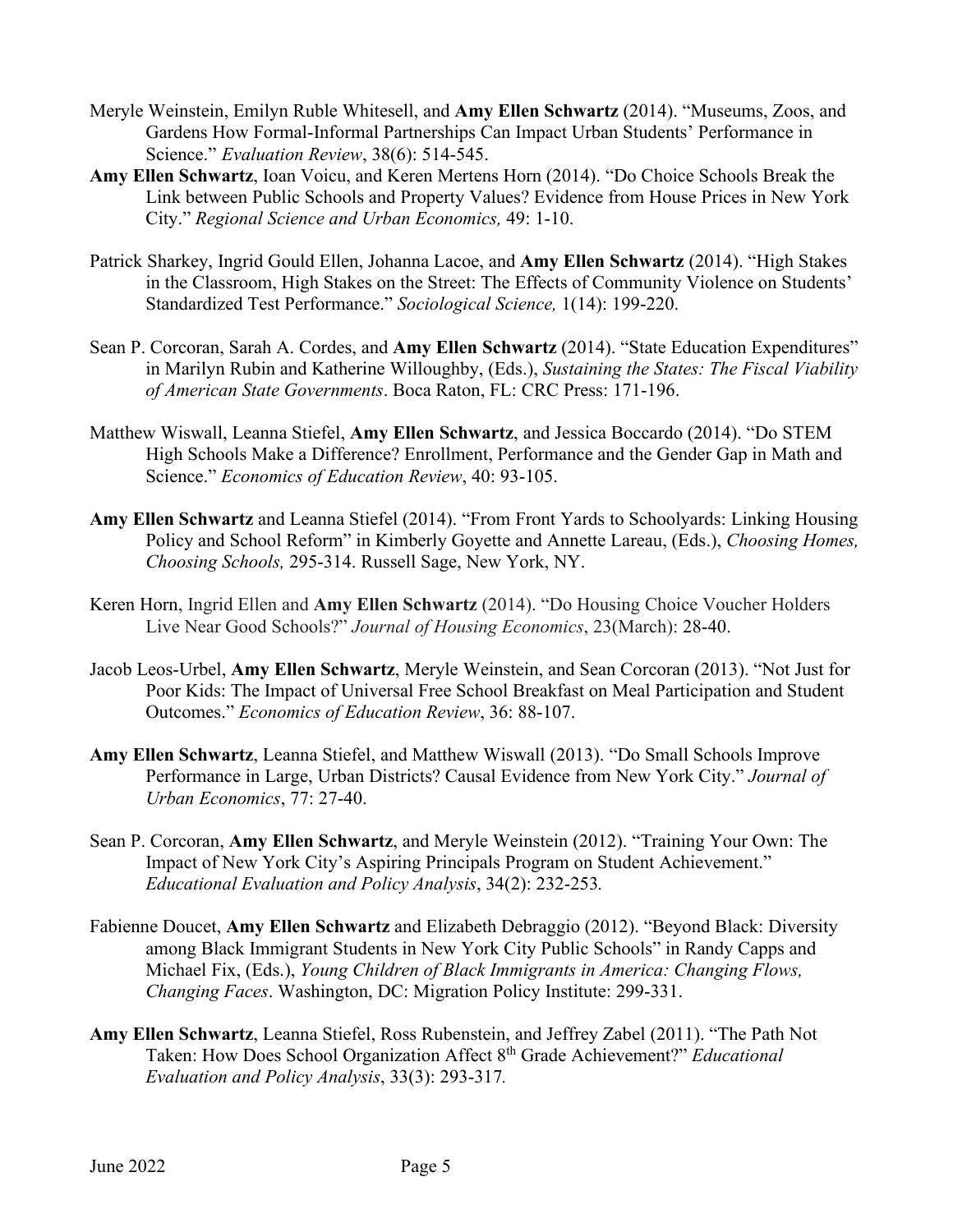Meryle Weinstein, Emilyn Ruble Whitesell, and **Amy Ellen Schwartz** (2014). "Museums, Zoos, and Gardens How Formal-Informal Partnerships Can Impact Urban Students' Performance in Science." *Evaluation Review*, 38(6): 514-545.

**Amy Ellen Schwartz**, Ioan Voicu, and Keren Mertens Horn (2014). "Do Choice Schools Break the Link between Public Schools and Property Values? Evidence from House Prices in New York City." *Regional Science and Urban Economics,* 49: 1-10.

Patrick Sharkey, Ingrid Gould Ellen, Johanna Lacoe, and **Amy Ellen Schwartz** (2014). "High Stakes in the Classroom, High Stakes on the Street: The Effects of Community Violence on Students' Standardized Test Performance." *Sociological Science,* 1(14): 199-220.

Sean P. Corcoran, Sarah A. Cordes, and **Amy Ellen Schwartz** (2014). "State Education Expenditures" in Marilyn Rubin and Katherine Willoughby, (Eds.), *Sustaining the States: The Fiscal Viability of American State Governments*. Boca Raton, FL: CRC Press: 171-196.

Matthew Wiswall, Leanna Stiefel, **Amy Ellen Schwartz**, and Jessica Boccardo (2014). "Do STEM High Schools Make a Difference? Enrollment, Performance and the Gender Gap in Math and Science." *Economics of Education Review*, 40: 93-105.

**Amy Ellen Schwartz** and Leanna Stiefel (2014). "From Front Yards to Schoolyards: Linking Housing Policy and School Reform" in Kimberly Goyette and Annette Lareau, (Eds.), *Choosing Homes, Choosing Schools,* 295-314. Russell Sage, New York, NY.

Keren Horn, Ingrid Ellen and **Amy Ellen Schwartz** (2014). "Do Housing Choice Voucher Holders Live Near Good Schools?" *Journal of Housing Economics*, 23(March): 28-40.

Jacob Leos-Urbel, **Amy Ellen Schwartz**, Meryle Weinstein, and Sean Corcoran (2013). "Not Just for Poor Kids: The Impact of Universal Free School Breakfast on Meal Participation and Student Outcomes." *Economics of Education Review*, 36: 88-107.

**Amy Ellen Schwartz**, Leanna Stiefel, and Matthew Wiswall (2013). "Do Small Schools Improve Performance in Large, Urban Districts? Causal Evidence from New York City." *Journal of Urban Economics*, 77: 27-40.

Sean P. Corcoran, **Amy Ellen Schwartz**, and Meryle Weinstein (2012). "Training Your Own: The Impact of New York City's Aspiring Principals Program on Student Achievement." *Educational Evaluation and Policy Analysis*, 34(2): 232-253.

Fabienne Doucet, **Amy Ellen Schwartz** and Elizabeth Debraggio (2012). "Beyond Black: Diversity among Black Immigrant Students in New York City Public Schools" in Randy Capps and Michael Fix, (Eds.), *Young Children of Black Immigrants in America: Changing Flows, Changing Faces*. Washington, DC: Migration Policy Institute: 299-331.

**Amy Ellen Schwartz**, Leanna Stiefel, Ross Rubenstein, and Jeffrey Zabel (2011). "The Path Not Taken: How Does School Organization Affect 8th Grade Achievement?" *Educational Evaluation and Policy Analysis*, 33(3): 293-317.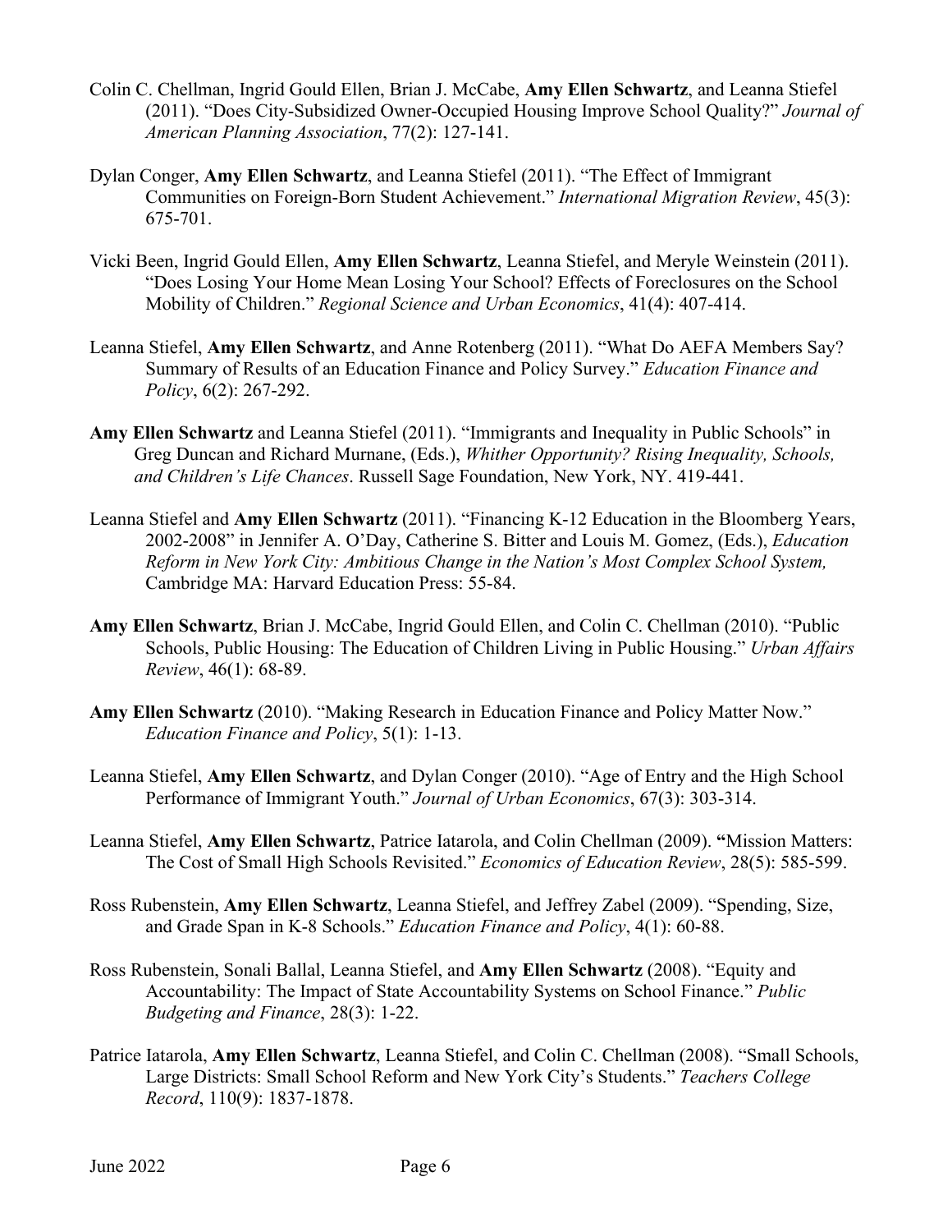Colin C. Chellman, Ingrid Gould Ellen, Brian J. McCabe, **Amy Ellen Schwartz**, and Leanna Stiefel (2011). "Does City-Subsidized Owner-Occupied Housing Improve School Quality?" *Journal of American Planning Association*, 77(2): 127-141.

Dylan Conger, **Amy Ellen Schwartz**, and Leanna Stiefel (2011). "The Effect of Immigrant Communities on Foreign-Born Student Achievement." *International Migration Review*, 45(3): 675-701.

Vicki Been, Ingrid Gould Ellen, **Amy Ellen Schwartz**, Leanna Stiefel, and Meryle Weinstein (2011). "Does Losing Your Home Mean Losing Your School? Effects of Foreclosures on the School Mobility of Children." *Regional Science and Urban Economics*, 41(4): 407-414.

Leanna Stiefel, **Amy Ellen Schwartz**, and Anne Rotenberg (2011). "What Do AEFA Members Say? Summary of Results of an Education Finance and Policy Survey." *Education Finance and Policy*, 6(2): 267-292.

**Amy Ellen Schwartz** and Leanna Stiefel (2011). "Immigrants and Inequality in Public Schools" in Greg Duncan and Richard Murnane, (Eds.), *Whither Opportunity? Rising Inequality, Schools, and Children's Life Chances*. Russell Sage Foundation, New York, NY. 419-441.

Leanna Stiefel and **Amy Ellen Schwartz** (2011). "Financing K-12 Education in the Bloomberg Years, 2002-2008" in Jennifer A. O'Day, Catherine S. Bitter and Louis M. Gomez, (Eds.), *Education Reform in New York City: Ambitious Change in the Nation's Most Complex School System,* Cambridge MA: Harvard Education Press: 55-84.

**Amy Ellen Schwartz**, Brian J. McCabe, Ingrid Gould Ellen, and Colin C. Chellman (2010). "Public Schools, Public Housing: The Education of Children Living in Public Housing." *Urban Affairs Review*, 46(1): 68-89.

**Amy Ellen Schwartz** (2010). "Making Research in Education Finance and Policy Matter Now." *Education Finance and Policy*, 5(1): 1-13.

Leanna Stiefel, **Amy Ellen Schwartz**, and Dylan Conger (2010). "Age of Entry and the High School Performance of Immigrant Youth." *Journal of Urban Economics*, 67(3): 303-314.

Leanna Stiefel, **Amy Ellen Schwartz**, Patrice Iatarola, and Colin Chellman (2009). **"**Mission Matters: The Cost of Small High Schools Revisited." *Economics of Education Review*, 28(5): 585-599.

Ross Rubenstein, **Amy Ellen Schwartz**, Leanna Stiefel, and Jeffrey Zabel (2009). "Spending, Size, and Grade Span in K-8 Schools." *Education Finance and Policy*, 4(1): 60-88.

Ross Rubenstein, Sonali Ballal, Leanna Stiefel, and **Amy Ellen Schwartz** (2008). "Equity and Accountability: The Impact of State Accountability Systems on School Finance." *Public Budgeting and Finance*, 28(3): 1-22.

Patrice Iatarola, **Amy Ellen Schwartz**, Leanna Stiefel, and Colin C. Chellman (2008). "Small Schools, Large Districts: Small School Reform and New York City's Students." *Teachers College Record*, 110(9): 1837-1878.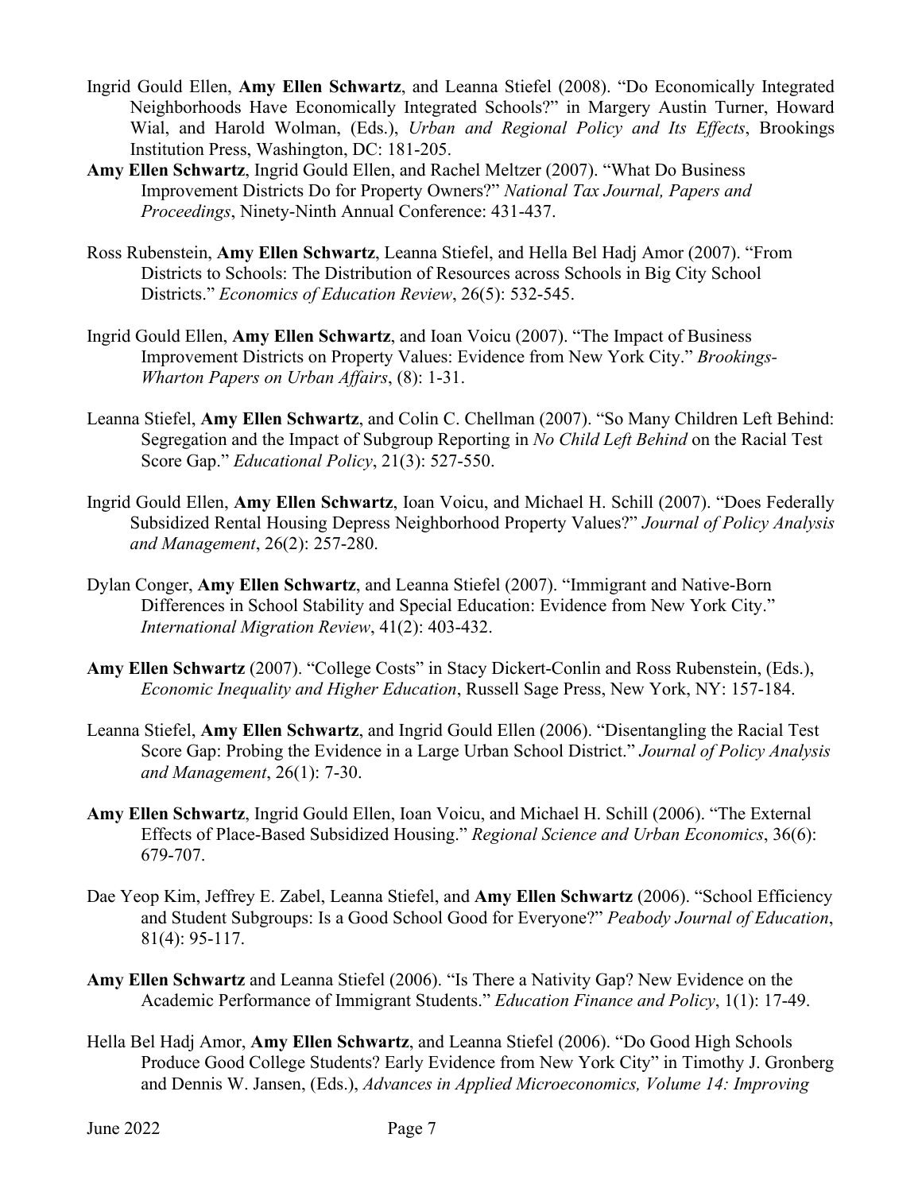Ingrid Gould Ellen, **Amy Ellen Schwartz**, and Leanna Stiefel (2008). "Do Economically Integrated Neighborhoods Have Economically Integrated Schools?" in Margery Austin Turner, Howard Wial, and Harold Wolman, (Eds.), *Urban and Regional Policy and Its Effects*, Brookings Institution Press, Washington, DC: 181-205.

**Amy Ellen Schwartz**, Ingrid Gould Ellen, and Rachel Meltzer (2007). "What Do Business Improvement Districts Do for Property Owners?" *National Tax Journal, Papers and Proceedings*, Ninety-Ninth Annual Conference: 431-437.

Ross Rubenstein, **Amy Ellen Schwartz**, Leanna Stiefel, and Hella Bel Hadj Amor (2007). "From Districts to Schools: The Distribution of Resources across Schools in Big City School Districts." *Economics of Education Review*, 26(5): 532-545.

Ingrid Gould Ellen, **Amy Ellen Schwartz**, and Ioan Voicu (2007). "The Impact of Business Improvement Districts on Property Values: Evidence from New York City." *Brookings-Wharton Papers on Urban Affairs*, (8): 1-31.

Leanna Stiefel, **Amy Ellen Schwartz**, and Colin C. Chellman (2007). "So Many Children Left Behind: Segregation and the Impact of Subgroup Reporting in *No Child Left Behind* on the Racial Test Score Gap." *Educational Policy*, 21(3): 527-550.

Ingrid Gould Ellen, **Amy Ellen Schwartz**, Ioan Voicu, and Michael H. Schill (2007). "Does Federally Subsidized Rental Housing Depress Neighborhood Property Values?" *Journal of Policy Analysis and Management*, 26(2): 257-280.

Dylan Conger, **Amy Ellen Schwartz**, and Leanna Stiefel (2007). "Immigrant and Native-Born Differences in School Stability and Special Education: Evidence from New York City." *International Migration Review*, 41(2): 403-432.

**Amy Ellen Schwartz** (2007). "College Costs" in Stacy Dickert-Conlin and Ross Rubenstein, (Eds.), *Economic Inequality and Higher Education*, Russell Sage Press, New York, NY: 157-184.

Leanna Stiefel, **Amy Ellen Schwartz**, and Ingrid Gould Ellen (2006). "Disentangling the Racial Test Score Gap: Probing the Evidence in a Large Urban School District." *Journal of Policy Analysis and Management*, 26(1): 7-30.

**Amy Ellen Schwartz**, Ingrid Gould Ellen, Ioan Voicu, and Michael H. Schill (2006). "The External Effects of Place-Based Subsidized Housing." *Regional Science and Urban Economics*, 36(6): 679-707.

Dae Yeop Kim, Jeffrey E. Zabel, Leanna Stiefel, and **Amy Ellen Schwartz** (2006). "School Efficiency and Student Subgroups: Is a Good School Good for Everyone?" *Peabody Journal of Education*, 81(4): 95-117.

**Amy Ellen Schwartz** and Leanna Stiefel (2006). "Is There a Nativity Gap? New Evidence on the Academic Performance of Immigrant Students." *Education Finance and Policy*, 1(1): 17-49.

Hella Bel Hadj Amor, **Amy Ellen Schwartz**, and Leanna Stiefel (2006). "Do Good High Schools Produce Good College Students? Early Evidence from New York City" in Timothy J. Gronberg and Dennis W. Jansen, (Eds.), *Advances in Applied Microeconomics, Volume 14: Improving*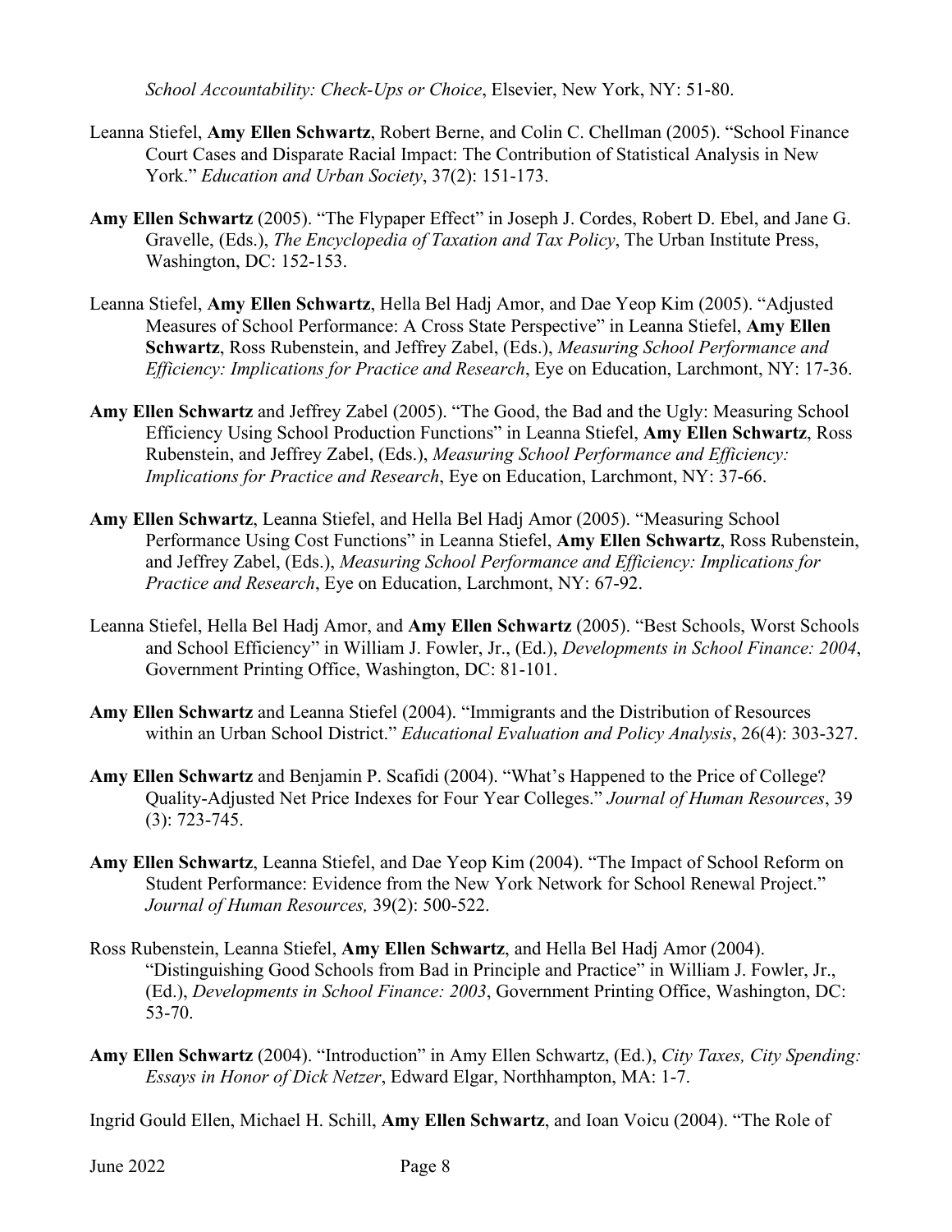*School Accountability: Check-Ups or Choice*, Elsevier, New York, NY: 51-80.

Leanna Stiefel, **Amy Ellen Schwartz**, Robert Berne, and Colin C. Chellman (2005). "School Finance Court Cases and Disparate Racial Impact: The Contribution of Statistical Analysis in New York." *Education and Urban Society*, 37(2): 151-173.

**Amy Ellen Schwartz** (2005). "The Flypaper Effect" in Joseph J. Cordes, Robert D. Ebel, and Jane G. Gravelle, (Eds.), *The Encyclopedia of Taxation and Tax Policy*, The Urban Institute Press, Washington, DC: 152-153.

Leanna Stiefel, **Amy Ellen Schwartz**, Hella Bel Hadj Amor, and Dae Yeop Kim (2005). "Adjusted Measures of School Performance: A Cross State Perspective" in Leanna Stiefel, **Amy Ellen Schwartz**, Ross Rubenstein, and Jeffrey Zabel, (Eds.), *Measuring School Performance and Efficiency: Implications for Practice and Research*, Eye on Education, Larchmont, NY: 17-36.

**Amy Ellen Schwartz** and Jeffrey Zabel (2005). "The Good, the Bad and the Ugly: Measuring School Efficiency Using School Production Functions" in Leanna Stiefel, **Amy Ellen Schwartz**, Ross Rubenstein, and Jeffrey Zabel, (Eds.), *Measuring School Performance and Efficiency: Implications for Practice and Research*, Eye on Education, Larchmont, NY: 37-66.

**Amy Ellen Schwartz**, Leanna Stiefel, and Hella Bel Hadj Amor (2005). "Measuring School Performance Using Cost Functions" in Leanna Stiefel, **Amy Ellen Schwartz**, Ross Rubenstein, and Jeffrey Zabel, (Eds.), *Measuring School Performance and Efficiency: Implications for Practice and Research*, Eye on Education, Larchmont, NY: 67-92.

Leanna Stiefel, Hella Bel Hadj Amor, and **Amy Ellen Schwartz** (2005). "Best Schools, Worst Schools and School Efficiency" in William J. Fowler, Jr., (Ed.), *Developments in School Finance: 2004*, Government Printing Office, Washington, DC: 81-101.

**Amy Ellen Schwartz** and Leanna Stiefel (2004). "Immigrants and the Distribution of Resources within an Urban School District." *Educational Evaluation and Policy Analysis*, 26(4): 303-327.

**Amy Ellen Schwartz** and Benjamin P. Scafidi (2004). "What's Happened to the Price of College? Quality-Adjusted Net Price Indexes for Four Year Colleges." *Journal of Human Resources*, 39 (3): 723-745.

**Amy Ellen Schwartz**, Leanna Stiefel, and Dae Yeop Kim (2004). "The Impact of School Reform on Student Performance: Evidence from the New York Network for School Renewal Project." *Journal of Human Resources,* 39(2): 500-522.

Ross Rubenstein, Leanna Stiefel, **Amy Ellen Schwartz**, and Hella Bel Hadj Amor (2004). "Distinguishing Good Schools from Bad in Principle and Practice" in William J. Fowler, Jr., (Ed.), *Developments in School Finance: 2003*, Government Printing Office, Washington, DC: 53-70.

**Amy Ellen Schwartz** (2004). "Introduction" in Amy Ellen Schwartz, (Ed.), *City Taxes, City Spending: Essays in Honor of Dick Netzer*, Edward Elgar, Northhampton, MA: 1-7.

Ingrid Gould Ellen, Michael H. Schill, **Amy Ellen Schwartz**, and Ioan Voicu (2004). "The Role of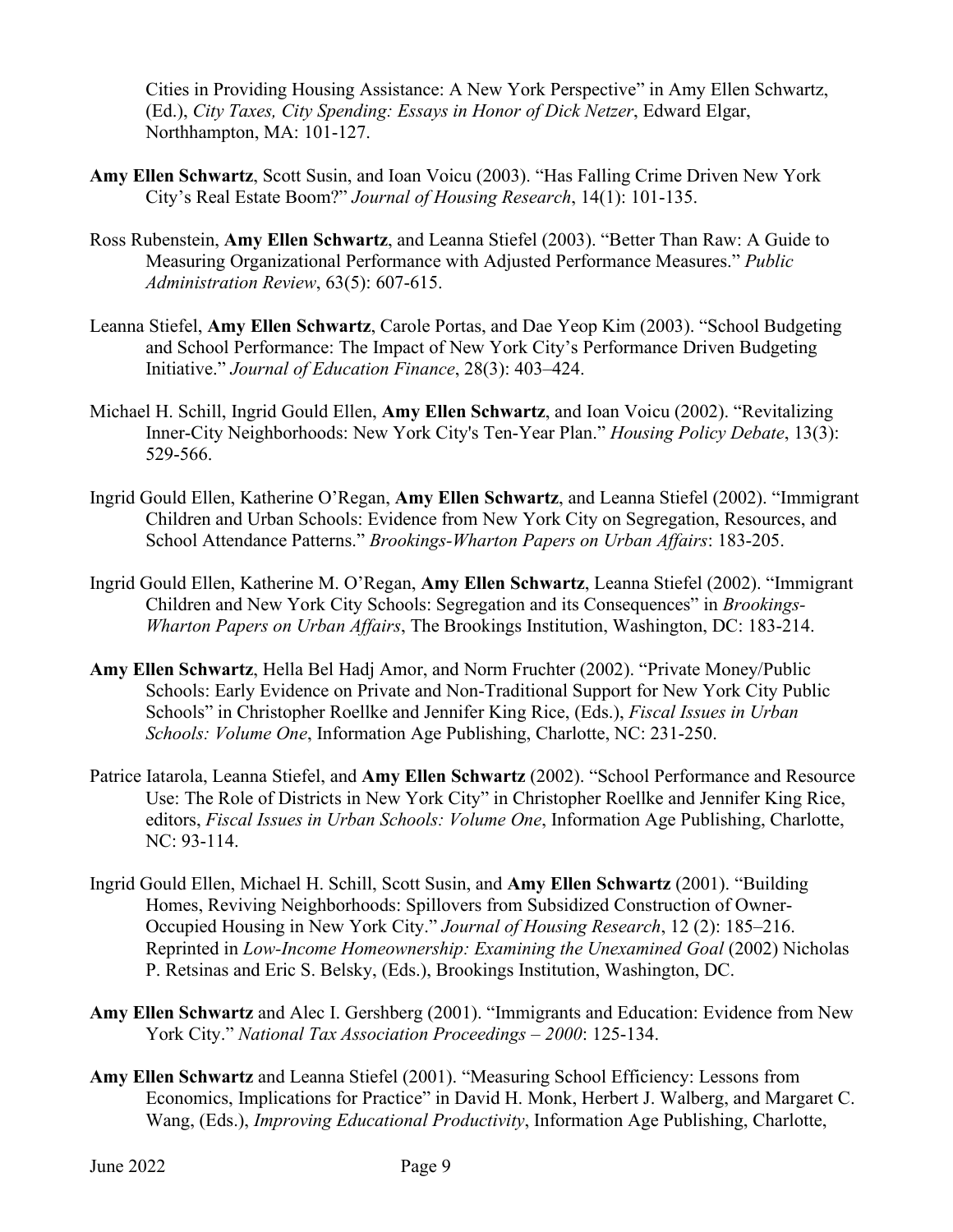Cities in Providing Housing Assistance: A New York Perspective" in Amy Ellen Schwartz, (Ed.), *City Taxes, City Spending: Essays in Honor of Dick Netzer*, Edward Elgar, Northhampton, MA: 101-127.

**Amy Ellen Schwartz**, Scott Susin, and Ioan Voicu (2003). "Has Falling Crime Driven New York City's Real Estate Boom?" *Journal of Housing Research*, 14(1): 101-135.

Ross Rubenstein, **Amy Ellen Schwartz**, and Leanna Stiefel (2003). "Better Than Raw: A Guide to Measuring Organizational Performance with Adjusted Performance Measures." *Public Administration Review*, 63(5): 607-615.

Leanna Stiefel, **Amy Ellen Schwartz**, Carole Portas, and Dae Yeop Kim (2003). "School Budgeting and School Performance: The Impact of New York City's Performance Driven Budgeting Initiative." *Journal of Education Finance*, 28(3): 403–424.

Michael H. Schill, Ingrid Gould Ellen, **Amy Ellen Schwartz**, and Ioan Voicu (2002). "Revitalizing Inner-City Neighborhoods: New York City's Ten-Year Plan." *Housing Policy Debate*, 13(3): 529-566.

Ingrid Gould Ellen, Katherine O'Regan, **Amy Ellen Schwartz**, and Leanna Stiefel (2002). "Immigrant Children and Urban Schools: Evidence from New York City on Segregation, Resources, and School Attendance Patterns." *Brookings-Wharton Papers on Urban Affairs*: 183-205.

Ingrid Gould Ellen, Katherine M. O'Regan, **Amy Ellen Schwartz**, Leanna Stiefel (2002). "Immigrant Children and New York City Schools: Segregation and its Consequences" in *Brookings-Wharton Papers on Urban Affairs*, The Brookings Institution, Washington, DC: 183-214.

**Amy Ellen Schwartz**, Hella Bel Hadj Amor, and Norm Fruchter (2002). "Private Money/Public Schools: Early Evidence on Private and Non-Traditional Support for New York City Public Schools" in Christopher Roellke and Jennifer King Rice, (Eds.), *Fiscal Issues in Urban Schools: Volume One*, Information Age Publishing, Charlotte, NC: 231-250.

Patrice Iatarola, Leanna Stiefel, and **Amy Ellen Schwartz** (2002). "School Performance and Resource Use: The Role of Districts in New York City" in Christopher Roellke and Jennifer King Rice, editors, *Fiscal Issues in Urban Schools: Volume One*, Information Age Publishing, Charlotte, NC: 93-114.

Ingrid Gould Ellen, Michael H. Schill, Scott Susin, and **Amy Ellen Schwartz** (2001). "Building Homes, Reviving Neighborhoods: Spillovers from Subsidized Construction of Owner-Occupied Housing in New York City." *Journal of Housing Research*, 12 (2): 185–216. Reprinted in *Low-Income Homeownership: Examining the Unexamined Goal* (2002) Nicholas P. Retsinas and Eric S. Belsky, (Eds.), Brookings Institution, Washington, DC.

**Amy Ellen Schwartz** and Alec I. Gershberg (2001). "Immigrants and Education: Evidence from New York City." *National Tax Association Proceedings – 2000*: 125-134.

**Amy Ellen Schwartz** and Leanna Stiefel (2001). "Measuring School Efficiency: Lessons from Economics, Implications for Practice" in David H. Monk, Herbert J. Walberg, and Margaret C. Wang, (Eds.), *Improving Educational Productivity*, Information Age Publishing, Charlotte,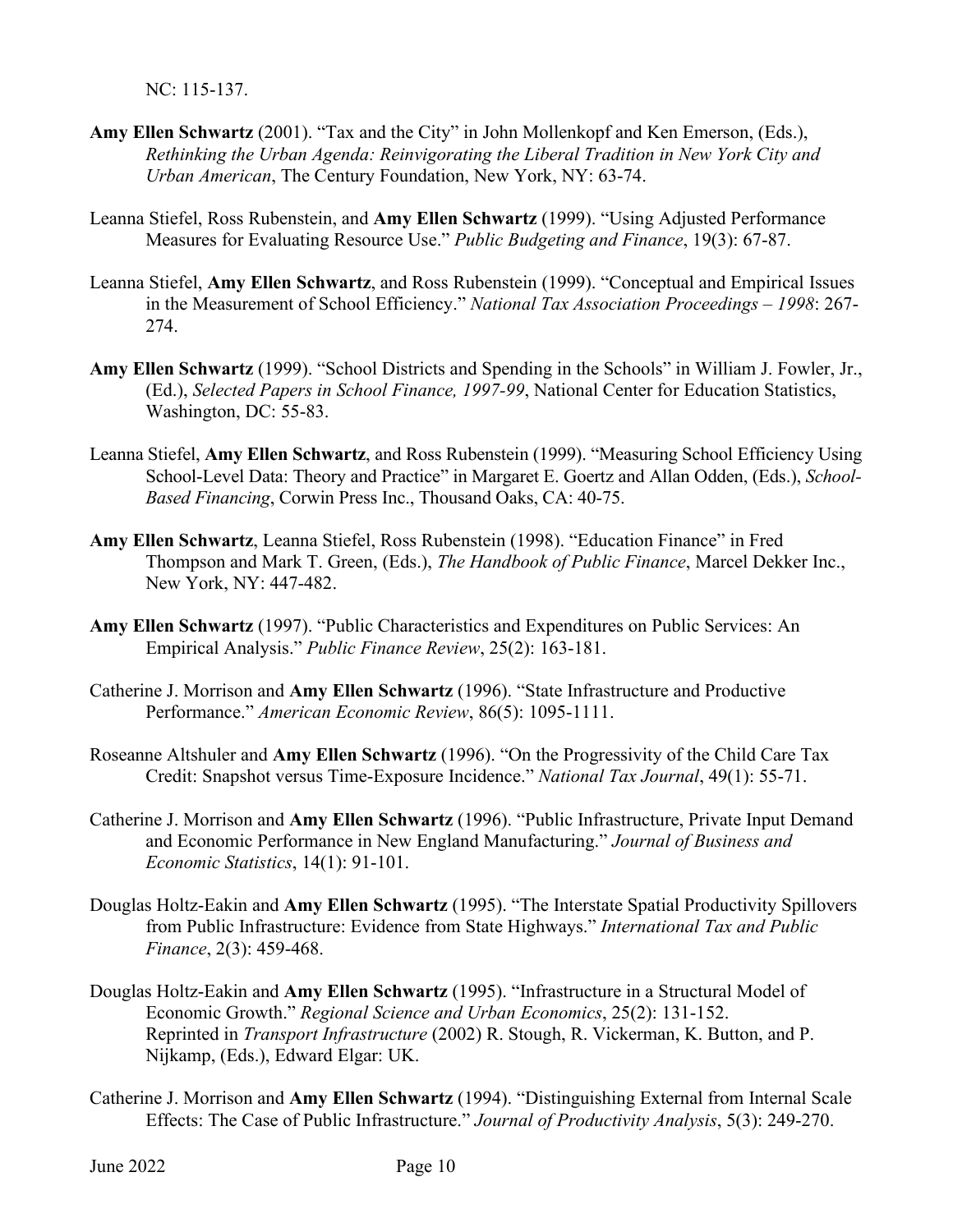NC: 115-137.

**Amy Ellen Schwartz** (2001). "Tax and the City" in John Mollenkopf and Ken Emerson, (Eds.), *Rethinking the Urban Agenda: Reinvigorating the Liberal Tradition in New York City and Urban American*, The Century Foundation, New York, NY: 63-74.

Leanna Stiefel, Ross Rubenstein, and **Amy Ellen Schwartz** (1999). "Using Adjusted Performance Measures for Evaluating Resource Use." *Public Budgeting and Finance*, 19(3): 67-87.

Leanna Stiefel, **Amy Ellen Schwartz**, and Ross Rubenstein (1999). "Conceptual and Empirical Issues in the Measurement of School Efficiency." *National Tax Association Proceedings – 1998*: 267-274.

**Amy Ellen Schwartz** (1999). "School Districts and Spending in the Schools" in William J. Fowler, Jr., (Ed.), *Selected Papers in School Finance, 1997-99*, National Center for Education Statistics, Washington, DC: 55-83.

Leanna Stiefel, **Amy Ellen Schwartz**, and Ross Rubenstein (1999). "Measuring School Efficiency Using School-Level Data: Theory and Practice" in Margaret E. Goertz and Allan Odden, (Eds.), *School-Based Financing*, Corwin Press Inc., Thousand Oaks, CA: 40-75.

**Amy Ellen Schwartz**, Leanna Stiefel, Ross Rubenstein (1998). "Education Finance" in Fred Thompson and Mark T. Green, (Eds.), *The Handbook of Public Finance*, Marcel Dekker Inc., New York, NY: 447-482.

**Amy Ellen Schwartz** (1997). "Public Characteristics and Expenditures on Public Services: An Empirical Analysis." *Public Finance Review*, 25(2): 163-181.

Catherine J. Morrison and **Amy Ellen Schwartz** (1996). "State Infrastructure and Productive Performance." *American Economic Review*, 86(5): 1095-1111.

Roseanne Altshuler and **Amy Ellen Schwartz** (1996). "On the Progressivity of the Child Care Tax Credit: Snapshot versus Time-Exposure Incidence." *National Tax Journal*, 49(1): 55-71.

Catherine J. Morrison and **Amy Ellen Schwartz** (1996). "Public Infrastructure, Private Input Demand and Economic Performance in New England Manufacturing." *Journal of Business and Economic Statistics*, 14(1): 91-101.

Douglas Holtz-Eakin and **Amy Ellen Schwartz** (1995). "The Interstate Spatial Productivity Spillovers from Public Infrastructure: Evidence from State Highways." *International Tax and Public Finance*, 2(3): 459-468.

Douglas Holtz-Eakin and **Amy Ellen Schwartz** (1995). "Infrastructure in a Structural Model of Economic Growth." *Regional Science and Urban Economics*, 25(2): 131-152. Reprinted in *Transport Infrastructure* (2002) R. Stough, R. Vickerman, K. Button, and P. Nijkamp, (Eds.), Edward Elgar: UK.

Catherine J. Morrison and **Amy Ellen Schwartz** (1994). "Distinguishing External from Internal Scale Effects: The Case of Public Infrastructure." *Journal of Productivity Analysis*, 5(3): 249-270.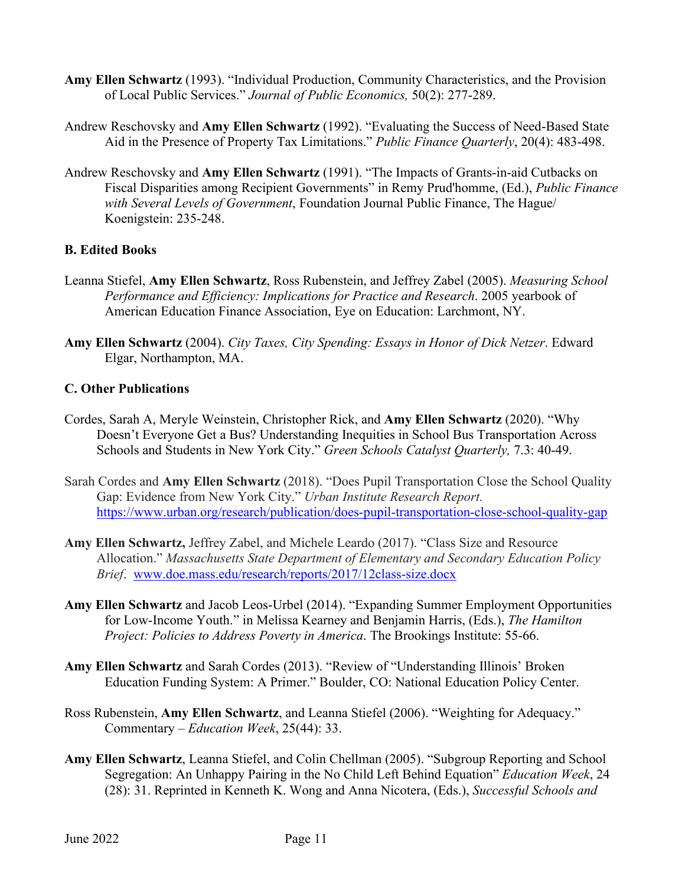**Amy Ellen Schwartz** (1993). "Individual Production, Community Characteristics, and the Provision of Local Public Services." *Journal of Public Economics,* 50(2): 277-289.

Andrew Reschovsky and **Amy Ellen Schwartz** (1992). "Evaluating the Success of Need-Based State Aid in the Presence of Property Tax Limitations." *Public Finance Quarterly*, 20(4): 483-498.

Andrew Reschovsky and **Amy Ellen Schwartz** (1991). "The Impacts of Grants-in-aid Cutbacks on Fiscal Disparities among Recipient Governments" in Remy Prud'homme, (Ed.), *Public Finance with Several Levels of Government*, Foundation Journal Public Finance, The Hague/ Koenigstein: 235-248.

**B. Edited Books**

Leanna Stiefel, **Amy Ellen Schwartz**, Ross Rubenstein, and Jeffrey Zabel (2005). *Measuring School Performance and Efficiency: Implications for Practice and Research*. 2005 yearbook of American Education Finance Association, Eye on Education: Larchmont, NY.

**Amy Ellen Schwartz** (2004). *City Taxes, City Spending: Essays in Honor of Dick Netzer*. Edward Elgar, Northampton, MA.

**C. Other Publications**

Cordes, Sarah A, Meryle Weinstein, Christopher Rick, and **Amy Ellen Schwartz** (2020). "Why Doesn't Everyone Get a Bus? Understanding Inequities in School Bus Transportation Across Schools and Students in New York City." *Green Schools Catalyst Quarterly,* 7.3: 40-49.

Sarah Cordes and **Amy Ellen Schwartz** (2018). "Does Pupil Transportation Close the School Quality Gap: Evidence from New York City." *Urban Institute Research Report.* https://www.urban.org/research/publication/does-pupil-transportation-close-school-quality-gap

**Amy Ellen Schwartz,** Jeffrey Zabel, and Michele Leardo (2017). "Class Size and Resource Allocation." *Massachusetts State Department of Elementary and Secondary Education Policy Brief*. www.doe.mass.edu/research/reports/2017/12class-size.docx

**Amy Ellen Schwartz** and Jacob Leos-Urbel (2014). "Expanding Summer Employment Opportunities for Low-Income Youth." in Melissa Kearney and Benjamin Harris, (Eds.), *The Hamilton Project: Policies to Address Poverty in America*. The Brookings Institute: 55-66.

**Amy Ellen Schwartz** and Sarah Cordes (2013). "Review of "Understanding Illinois' Broken Education Funding System: A Primer." Boulder, CO: National Education Policy Center.

Ross Rubenstein, **Amy Ellen Schwartz**, and Leanna Stiefel (2006). "Weighting for Adequacy." Commentary – *Education Week*, 25(44): 33.

**Amy Ellen Schwartz**, Leanna Stiefel, and Colin Chellman (2005). "Subgroup Reporting and School Segregation: An Unhappy Pairing in the No Child Left Behind Equation" *Education Week*, 24 (28): 31. Reprinted in Kenneth K. Wong and Anna Nicotera, (Eds.), *Successful Schools and*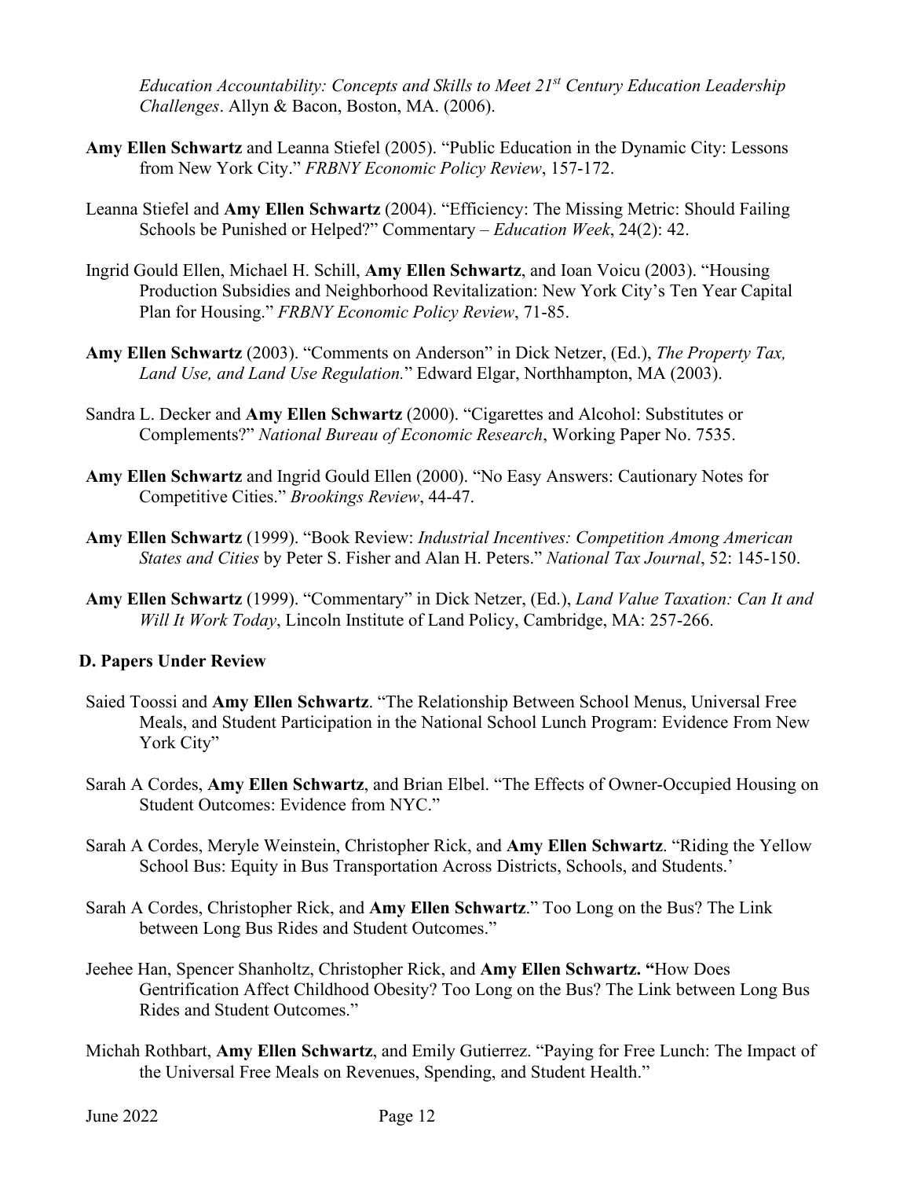*Education Accountability: Concepts and Skills to Meet 21st Century Education Leadership Challenges*. Allyn & Bacon, Boston, MA. (2006).

**Amy Ellen Schwartz** and Leanna Stiefel (2005). "Public Education in the Dynamic City: Lessons from New York City." *FRBNY Economic Policy Review*, 157-172.

Leanna Stiefel and **Amy Ellen Schwartz** (2004). "Efficiency: The Missing Metric: Should Failing Schools be Punished or Helped?" Commentary – *Education Week*, 24(2): 42.

Ingrid Gould Ellen, Michael H. Schill, **Amy Ellen Schwartz**, and Ioan Voicu (2003). "Housing Production Subsidies and Neighborhood Revitalization: New York City's Ten Year Capital Plan for Housing." *FRBNY Economic Policy Review*, 71-85.

**Amy Ellen Schwartz** (2003). "Comments on Anderson" in Dick Netzer, (Ed.), *The Property Tax, Land Use, and Land Use Regulation.*" Edward Elgar, Northhampton, MA (2003).

Sandra L. Decker and **Amy Ellen Schwartz** (2000). "Cigarettes and Alcohol: Substitutes or Complements?" *National Bureau of Economic Research*, Working Paper No. 7535.

**Amy Ellen Schwartz** and Ingrid Gould Ellen (2000). "No Easy Answers: Cautionary Notes for Competitive Cities." *Brookings Review*, 44-47.

**Amy Ellen Schwartz** (1999). "Book Review: *Industrial Incentives: Competition Among American States and Cities* by Peter S. Fisher and Alan H. Peters." *National Tax Journal*, 52: 145-150.

**Amy Ellen Schwartz** (1999). "Commentary" in Dick Netzer, (Ed.), *Land Value Taxation: Can It and Will It Work Today*, Lincoln Institute of Land Policy, Cambridge, MA: 257-266.

### D. Papers Under Review

Saied Toossi and **Amy Ellen Schwartz**. "The Relationship Between School Menus, Universal Free Meals, and Student Participation in the National School Lunch Program: Evidence From New York City"

Sarah A Cordes, **Amy Ellen Schwartz**, and Brian Elbel. "The Effects of Owner-Occupied Housing on Student Outcomes: Evidence from NYC."

Sarah A Cordes, Meryle Weinstein, Christopher Rick, and **Amy Ellen Schwartz**. "Riding the Yellow School Bus: Equity in Bus Transportation Across Districts, Schools, and Students.'

Sarah A Cordes, Christopher Rick, and **Amy Ellen Schwartz**." Too Long on the Bus? The Link between Long Bus Rides and Student Outcomes."

Jeehee Han, Spencer Shanholtz, Christopher Rick, and **Amy Ellen Schwartz. "**How Does Gentrification Affect Childhood Obesity? Too Long on the Bus? The Link between Long Bus Rides and Student Outcomes."

Michah Rothbart, **Amy Ellen Schwartz**, and Emily Gutierrez. "Paying for Free Lunch: The Impact of the Universal Free Meals on Revenues, Spending, and Student Health."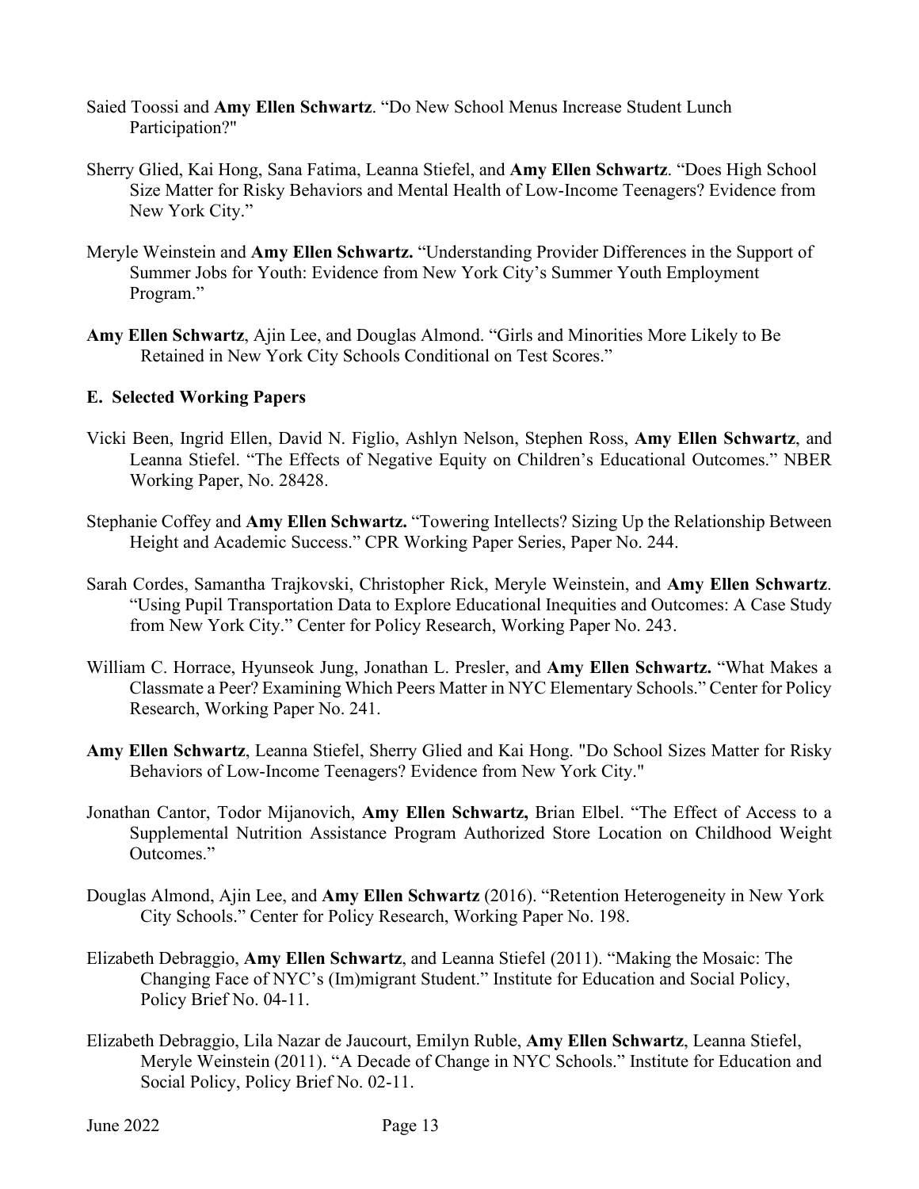Saied Toossi and **Amy Ellen Schwartz**. "Do New School Menus Increase Student Lunch Participation?"

Sherry Glied, Kai Hong, Sana Fatima, Leanna Stiefel, and **Amy Ellen Schwartz**. "Does High School Size Matter for Risky Behaviors and Mental Health of Low-Income Teenagers? Evidence from New York City."

Meryle Weinstein and **Amy Ellen Schwartz.** "Understanding Provider Differences in the Support of Summer Jobs for Youth: Evidence from New York City's Summer Youth Employment Program."

**Amy Ellen Schwartz**, Ajin Lee, and Douglas Almond. "Girls and Minorities More Likely to Be Retained in New York City Schools Conditional on Test Scores."

### E. Selected Working Papers

Vicki Been, Ingrid Ellen, David N. Figlio, Ashlyn Nelson, Stephen Ross, **Amy Ellen Schwartz**, and Leanna Stiefel. "The Effects of Negative Equity on Children's Educational Outcomes." NBER Working Paper, No. 28428.

Stephanie Coffey and **Amy Ellen Schwartz.** "Towering Intellects? Sizing Up the Relationship Between Height and Academic Success." CPR Working Paper Series, Paper No. 244.

Sarah Cordes, Samantha Trajkovski, Christopher Rick, Meryle Weinstein, and **Amy Ellen Schwartz**. "Using Pupil Transportation Data to Explore Educational Inequities and Outcomes: A Case Study from New York City." Center for Policy Research, Working Paper No. 243.

William C. Horrace, Hyunseok Jung, Jonathan L. Presler, and **Amy Ellen Schwartz.** "What Makes a Classmate a Peer? Examining Which Peers Matter in NYC Elementary Schools." Center for Policy Research, Working Paper No. 241.

**Amy Ellen Schwartz**, Leanna Stiefel, Sherry Glied and Kai Hong. "Do School Sizes Matter for Risky Behaviors of Low-Income Teenagers? Evidence from New York City."

Jonathan Cantor, Todor Mijanovich, **Amy Ellen Schwartz,** Brian Elbel. "The Effect of Access to a Supplemental Nutrition Assistance Program Authorized Store Location on Childhood Weight Outcomes."

Douglas Almond, Ajin Lee, and **Amy Ellen Schwartz** (2016). "Retention Heterogeneity in New York City Schools." Center for Policy Research, Working Paper No. 198.

Elizabeth Debraggio, **Amy Ellen Schwartz**, and Leanna Stiefel (2011). "Making the Mosaic: The Changing Face of NYC's (Im)migrant Student." Institute for Education and Social Policy, Policy Brief No. 04-11.

Elizabeth Debraggio, Lila Nazar de Jaucourt, Emilyn Ruble, **Amy Ellen Schwartz**, Leanna Stiefel, Meryle Weinstein (2011). "A Decade of Change in NYC Schools." Institute for Education and Social Policy, Policy Brief No. 02-11.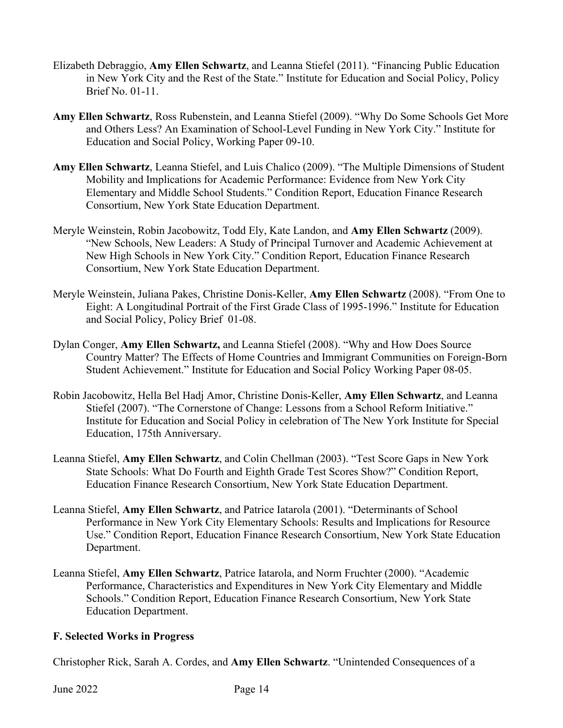Elizabeth Debraggio, **Amy Ellen Schwartz**, and Leanna Stiefel (2011). "Financing Public Education in New York City and the Rest of the State." Institute for Education and Social Policy, Policy Brief No. 01-11.

**Amy Ellen Schwartz**, Ross Rubenstein, and Leanna Stiefel (2009). "Why Do Some Schools Get More and Others Less? An Examination of School-Level Funding in New York City." Institute for Education and Social Policy, Working Paper 09-10.

**Amy Ellen Schwartz**, Leanna Stiefel, and Luis Chalico (2009). "The Multiple Dimensions of Student Mobility and Implications for Academic Performance: Evidence from New York City Elementary and Middle School Students." Condition Report, Education Finance Research Consortium, New York State Education Department.

Meryle Weinstein, Robin Jacobowitz, Todd Ely, Kate Landon, and **Amy Ellen Schwartz** (2009). "New Schools, New Leaders: A Study of Principal Turnover and Academic Achievement at New High Schools in New York City." Condition Report, Education Finance Research Consortium, New York State Education Department.

Meryle Weinstein, Juliana Pakes, Christine Donis-Keller, **Amy Ellen Schwartz** (2008). "From One to Eight: A Longitudinal Portrait of the First Grade Class of 1995-1996." Institute for Education and Social Policy, Policy Brief 01-08.

Dylan Conger, **Amy Ellen Schwartz,** and Leanna Stiefel (2008). "Why and How Does Source Country Matter? The Effects of Home Countries and Immigrant Communities on Foreign-Born Student Achievement." Institute for Education and Social Policy Working Paper 08-05.

Robin Jacobowitz, Hella Bel Hadj Amor, Christine Donis-Keller, **Amy Ellen Schwartz**, and Leanna Stiefel (2007). "The Cornerstone of Change: Lessons from a School Reform Initiative." Institute for Education and Social Policy in celebration of The New York Institute for Special Education, 175th Anniversary.

Leanna Stiefel, **Amy Ellen Schwartz**, and Colin Chellman (2003). "Test Score Gaps in New York State Schools: What Do Fourth and Eighth Grade Test Scores Show?" Condition Report, Education Finance Research Consortium, New York State Education Department.

Leanna Stiefel, **Amy Ellen Schwartz**, and Patrice Iatarola (2001). "Determinants of School Performance in New York City Elementary Schools: Results and Implications for Resource Use." Condition Report, Education Finance Research Consortium, New York State Education Department.

Leanna Stiefel, **Amy Ellen Schwartz**, Patrice Iatarola, and Norm Fruchter (2000). "Academic Performance, Characteristics and Expenditures in New York City Elementary and Middle Schools." Condition Report, Education Finance Research Consortium, New York State Education Department.

### F. Selected Works in Progress

Christopher Rick, Sarah A. Cordes, and **Amy Ellen Schwartz**. "Unintended Consequences of a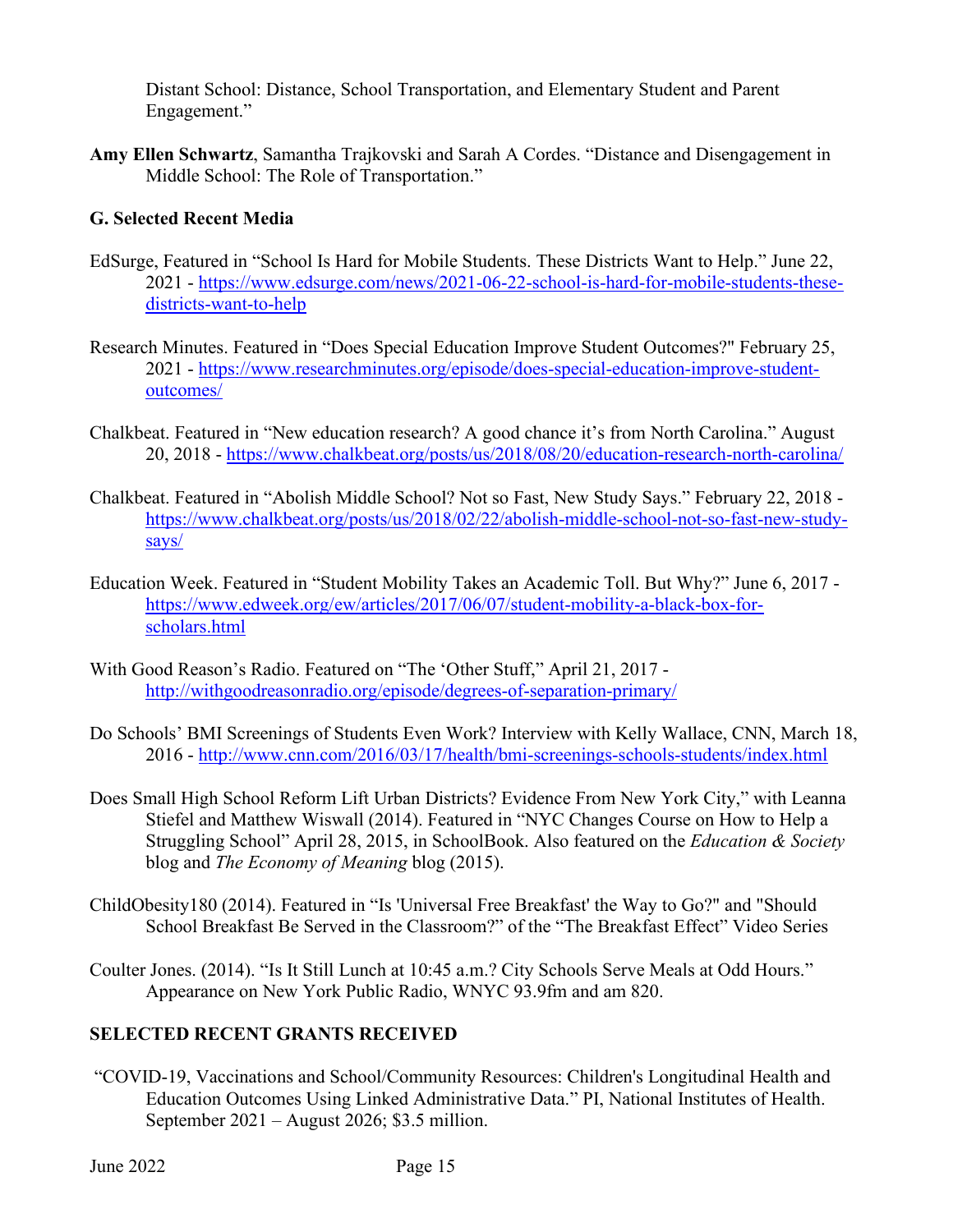Distant School: Distance, School Transportation, and Elementary Student and Parent Engagement."

**Amy Ellen Schwartz**, Samantha Trajkovski and Sarah A Cordes. "Distance and Disengagement in Middle School: The Role of Transportation."

### G. Selected Recent Media

EdSurge, Featured in "School Is Hard for Mobile Students. These Districts Want to Help." June 22, 2021 - https://www.edsurge.com/news/2021-06-22-school-is-hard-for-mobile-students-these-districts-want-to-help

Research Minutes. Featured in "Does Special Education Improve Student Outcomes?" February 25, 2021 - https://www.researchminutes.org/episode/does-special-education-improve-student-outcomes/

Chalkbeat. Featured in "New education research? A good chance it's from North Carolina." August 20, 2018 - https://www.chalkbeat.org/posts/us/2018/08/20/education-research-north-carolina/

Chalkbeat. Featured in "Abolish Middle School? Not so Fast, New Study Says." February 22, 2018 - https://www.chalkbeat.org/posts/us/2018/02/22/abolish-middle-school-not-so-fast-new-study-says/

Education Week. Featured in "Student Mobility Takes an Academic Toll. But Why?" June 6, 2017 - https://www.edweek.org/ew/articles/2017/06/07/student-mobility-a-black-box-for-scholars.html

With Good Reason's Radio. Featured on "The 'Other Stuff," April 21, 2017 - http://withgoodreasonradio.org/episode/degrees-of-separation-primary/

Do Schools' BMI Screenings of Students Even Work? Interview with Kelly Wallace, CNN, March 18, 2016 - http://www.cnn.com/2016/03/17/health/bmi-screenings-schools-students/index.html

Does Small High School Reform Lift Urban Districts? Evidence From New York City," with Leanna Stiefel and Matthew Wiswall (2014). Featured in "NYC Changes Course on How to Help a Struggling School" April 28, 2015, in SchoolBook. Also featured on the *Education & Society* blog and *The Economy of Meaning* blog (2015).

ChildObesity180 (2014). Featured in "Is 'Universal Free Breakfast' the Way to Go?" and "Should School Breakfast Be Served in the Classroom?" of the "The Breakfast Effect" Video Series

Coulter Jones. (2014). "Is It Still Lunch at 10:45 a.m.? City Schools Serve Meals at Odd Hours." Appearance on New York Public Radio, WNYC 93.9fm and am 820.

## SELECTED RECENT GRANTS RECEIVED

"COVID-19, Vaccinations and School/Community Resources: Children's Longitudinal Health and Education Outcomes Using Linked Administrative Data." PI, National Institutes of Health. September 2021 – August 2026; $3.5 million.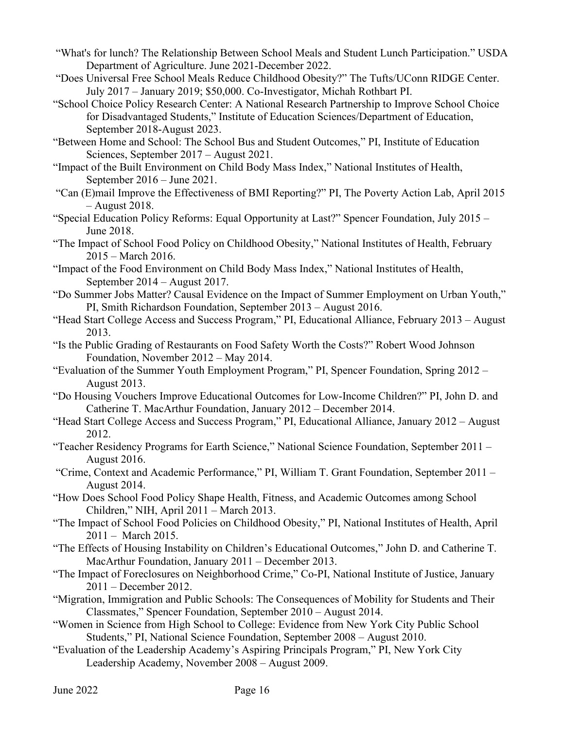"What's for lunch? The Relationship Between School Meals and Student Lunch Participation." USDA Department of Agriculture. June 2021-December 2022.

"Does Universal Free School Meals Reduce Childhood Obesity?" The Tufts/UConn RIDGE Center. July 2017 – January 2019; $50,000. Co-Investigator, Michah Rothbart PI.

"School Choice Policy Research Center: A National Research Partnership to Improve School Choice for Disadvantaged Students," Institute of Education Sciences/Department of Education, September 2018-August 2023.

"Between Home and School: The School Bus and Student Outcomes," PI, Institute of Education Sciences, September 2017 – August 2021.

"Impact of the Built Environment on Child Body Mass Index," National Institutes of Health, September 2016 – June 2021.

"Can (E)mail Improve the Effectiveness of BMI Reporting?" PI, The Poverty Action Lab, April 2015 – August 2018.

"Special Education Policy Reforms: Equal Opportunity at Last?" Spencer Foundation, July 2015 – June 2018.

"The Impact of School Food Policy on Childhood Obesity," National Institutes of Health, February 2015 – March 2016.

"Impact of the Food Environment on Child Body Mass Index," National Institutes of Health, September 2014 – August 2017.

"Do Summer Jobs Matter? Causal Evidence on the Impact of Summer Employment on Urban Youth," PI, Smith Richardson Foundation, September 2013 – August 2016.

"Head Start College Access and Success Program," PI, Educational Alliance, February 2013 – August 2013.

"Is the Public Grading of Restaurants on Food Safety Worth the Costs?" Robert Wood Johnson Foundation, November 2012 – May 2014.

"Evaluation of the Summer Youth Employment Program," PI, Spencer Foundation, Spring 2012 – August 2013.

"Do Housing Vouchers Improve Educational Outcomes for Low-Income Children?" PI, John D. and Catherine T. MacArthur Foundation, January 2012 – December 2014.

"Head Start College Access and Success Program," PI, Educational Alliance, January 2012 – August 2012.

"Teacher Residency Programs for Earth Science," National Science Foundation, September 2011 – August 2016.

"Crime, Context and Academic Performance," PI, William T. Grant Foundation, September 2011 – August 2014.

"How Does School Food Policy Shape Health, Fitness, and Academic Outcomes among School Children," NIH, April 2011 – March 2013.

"The Impact of School Food Policies on Childhood Obesity," PI, National Institutes of Health, April 2011 – March 2015.

"The Effects of Housing Instability on Children's Educational Outcomes," John D. and Catherine T. MacArthur Foundation, January 2011 – December 2013.

"The Impact of Foreclosures on Neighborhood Crime," Co-PI, National Institute of Justice, January 2011 – December 2012.

"Migration, Immigration and Public Schools: The Consequences of Mobility for Students and Their Classmates," Spencer Foundation, September 2010 – August 2014.

"Women in Science from High School to College: Evidence from New York City Public School Students," PI, National Science Foundation, September 2008 – August 2010.

"Evaluation of the Leadership Academy's Aspiring Principals Program," PI, New York City Leadership Academy, November 2008 – August 2009.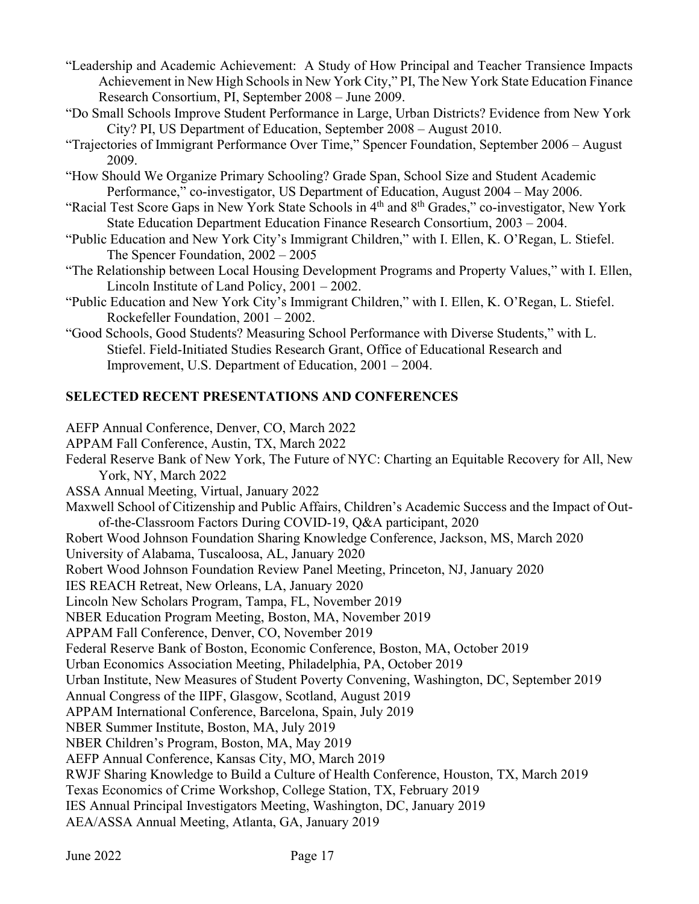"Leadership and Academic Achievement: A Study of How Principal and Teacher Transience Impacts Achievement in New High Schools in New York City," PI, The New York State Education Finance Research Consortium, PI, September 2008 – June 2009.

"Do Small Schools Improve Student Performance in Large, Urban Districts? Evidence from New York City? PI, US Department of Education, September 2008 – August 2010.

"Trajectories of Immigrant Performance Over Time," Spencer Foundation, September 2006 – August 2009.

"How Should We Organize Primary Schooling? Grade Span, School Size and Student Academic Performance," co-investigator, US Department of Education, August 2004 – May 2006.

"Racial Test Score Gaps in New York State Schools in 4th and 8th Grades," co-investigator, New York State Education Department Education Finance Research Consortium, 2003 – 2004.

"Public Education and New York City's Immigrant Children," with I. Ellen, K. O'Regan, L. Stiefel. The Spencer Foundation, 2002 – 2005

"The Relationship between Local Housing Development Programs and Property Values," with I. Ellen, Lincoln Institute of Land Policy, 2001 – 2002.

"Public Education and New York City's Immigrant Children," with I. Ellen, K. O'Regan, L. Stiefel. Rockefeller Foundation, 2001 – 2002.

"Good Schools, Good Students? Measuring School Performance with Diverse Students," with L. Stiefel. Field-Initiated Studies Research Grant, Office of Educational Research and Improvement, U.S. Department of Education, 2001 – 2004.

## SELECTED RECENT PRESENTATIONS AND CONFERENCES

AEFP Annual Conference, Denver, CO, March 2022

APPAM Fall Conference, Austin, TX, March 2022

Federal Reserve Bank of New York, The Future of NYC: Charting an Equitable Recovery for All, New York, NY, March 2022

ASSA Annual Meeting, Virtual, January 2022

Maxwell School of Citizenship and Public Affairs, Children's Academic Success and the Impact of Out-of-the-Classroom Factors During COVID-19, Q&A participant, 2020

Robert Wood Johnson Foundation Sharing Knowledge Conference, Jackson, MS, March 2020

University of Alabama, Tuscaloosa, AL, January 2020

Robert Wood Johnson Foundation Review Panel Meeting, Princeton, NJ, January 2020

IES REACH Retreat, New Orleans, LA, January 2020

Lincoln New Scholars Program, Tampa, FL, November 2019

NBER Education Program Meeting, Boston, MA, November 2019

APPAM Fall Conference, Denver, CO, November 2019

Federal Reserve Bank of Boston, Economic Conference, Boston, MA, October 2019

Urban Economics Association Meeting, Philadelphia, PA, October 2019

Urban Institute, New Measures of Student Poverty Convening, Washington, DC, September 2019

Annual Congress of the IIPF, Glasgow, Scotland, August 2019

APPAM International Conference, Barcelona, Spain, July 2019

NBER Summer Institute, Boston, MA, July 2019

NBER Children's Program, Boston, MA, May 2019

AEFP Annual Conference, Kansas City, MO, March 2019

RWJF Sharing Knowledge to Build a Culture of Health Conference, Houston, TX, March 2019

Texas Economics of Crime Workshop, College Station, TX, February 2019

IES Annual Principal Investigators Meeting, Washington, DC, January 2019

AEA/ASSA Annual Meeting, Atlanta, GA, January 2019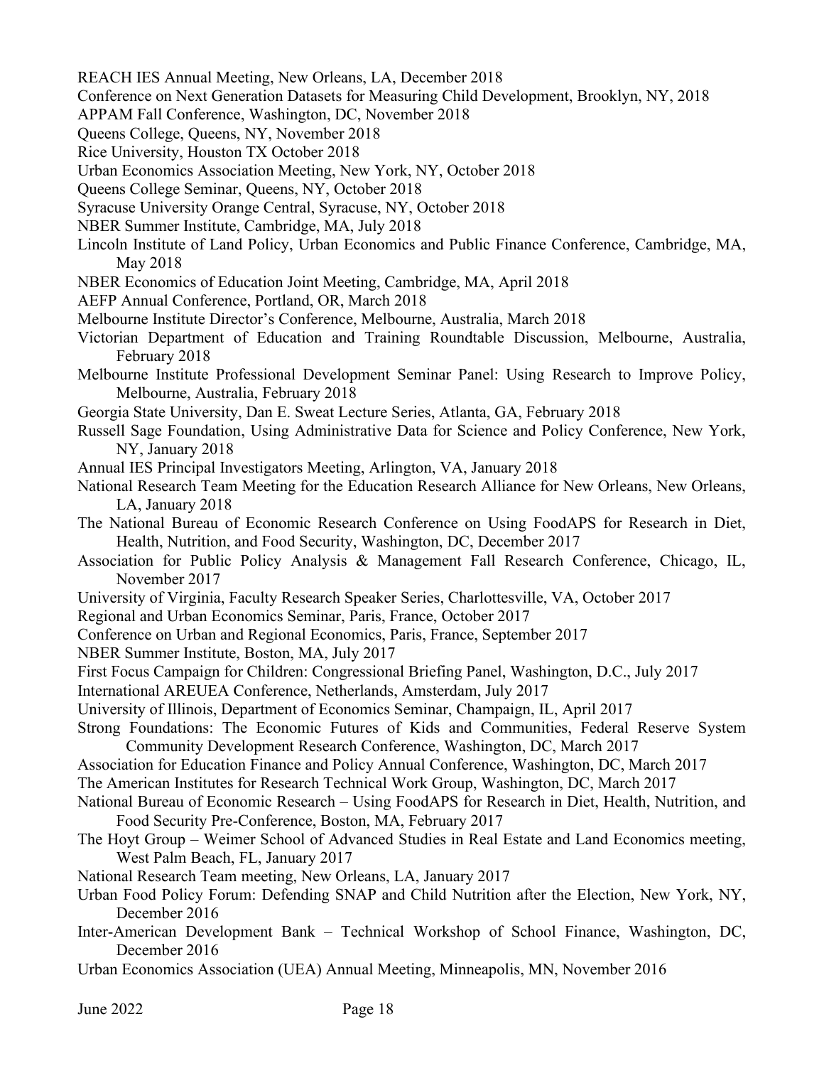REACH IES Annual Meeting, New Orleans, LA, December 2018
Conference on Next Generation Datasets for Measuring Child Development, Brooklyn, NY, 2018
APPAM Fall Conference, Washington, DC, November 2018
Queens College, Queens, NY, November 2018
Rice University, Houston TX October 2018
Urban Economics Association Meeting, New York, NY, October 2018
Queens College Seminar, Queens, NY, October 2018
Syracuse University Orange Central, Syracuse, NY, October 2018
NBER Summer Institute, Cambridge, MA, July 2018
Lincoln Institute of Land Policy, Urban Economics and Public Finance Conference, Cambridge, MA, May 2018
NBER Economics of Education Joint Meeting, Cambridge, MA, April 2018
AEFP Annual Conference, Portland, OR, March 2018
Melbourne Institute Director's Conference, Melbourne, Australia, March 2018
Victorian Department of Education and Training Roundtable Discussion, Melbourne, Australia, February 2018
Melbourne Institute Professional Development Seminar Panel: Using Research to Improve Policy, Melbourne, Australia, February 2018
Georgia State University, Dan E. Sweat Lecture Series, Atlanta, GA, February 2018
Russell Sage Foundation, Using Administrative Data for Science and Policy Conference, New York, NY, January 2018
Annual IES Principal Investigators Meeting, Arlington, VA, January 2018
National Research Team Meeting for the Education Research Alliance for New Orleans, New Orleans, LA, January 2018
The National Bureau of Economic Research Conference on Using FoodAPS for Research in Diet, Health, Nutrition, and Food Security, Washington, DC, December 2017
Association for Public Policy Analysis & Management Fall Research Conference, Chicago, IL, November 2017
University of Virginia, Faculty Research Speaker Series, Charlottesville, VA, October 2017
Regional and Urban Economics Seminar, Paris, France, October 2017
Conference on Urban and Regional Economics, Paris, France, September 2017
NBER Summer Institute, Boston, MA, July 2017
First Focus Campaign for Children: Congressional Briefing Panel, Washington, D.C., July 2017
International AREUEA Conference, Netherlands, Amsterdam, July 2017
University of Illinois, Department of Economics Seminar, Champaign, IL, April 2017
Strong Foundations: The Economic Futures of Kids and Communities, Federal Reserve System Community Development Research Conference, Washington, DC, March 2017
Association for Education Finance and Policy Annual Conference, Washington, DC, March 2017
The American Institutes for Research Technical Work Group, Washington, DC, March 2017
National Bureau of Economic Research – Using FoodAPS for Research in Diet, Health, Nutrition, and Food Security Pre-Conference, Boston, MA, February 2017
The Hoyt Group – Weimer School of Advanced Studies in Real Estate and Land Economics meeting, West Palm Beach, FL, January 2017
National Research Team meeting, New Orleans, LA, January 2017
Urban Food Policy Forum: Defending SNAP and Child Nutrition after the Election, New York, NY, December 2016
Inter-American Development Bank – Technical Workshop of School Finance, Washington, DC, December 2016
Urban Economics Association (UEA) Annual Meeting, Minneapolis, MN, November 2016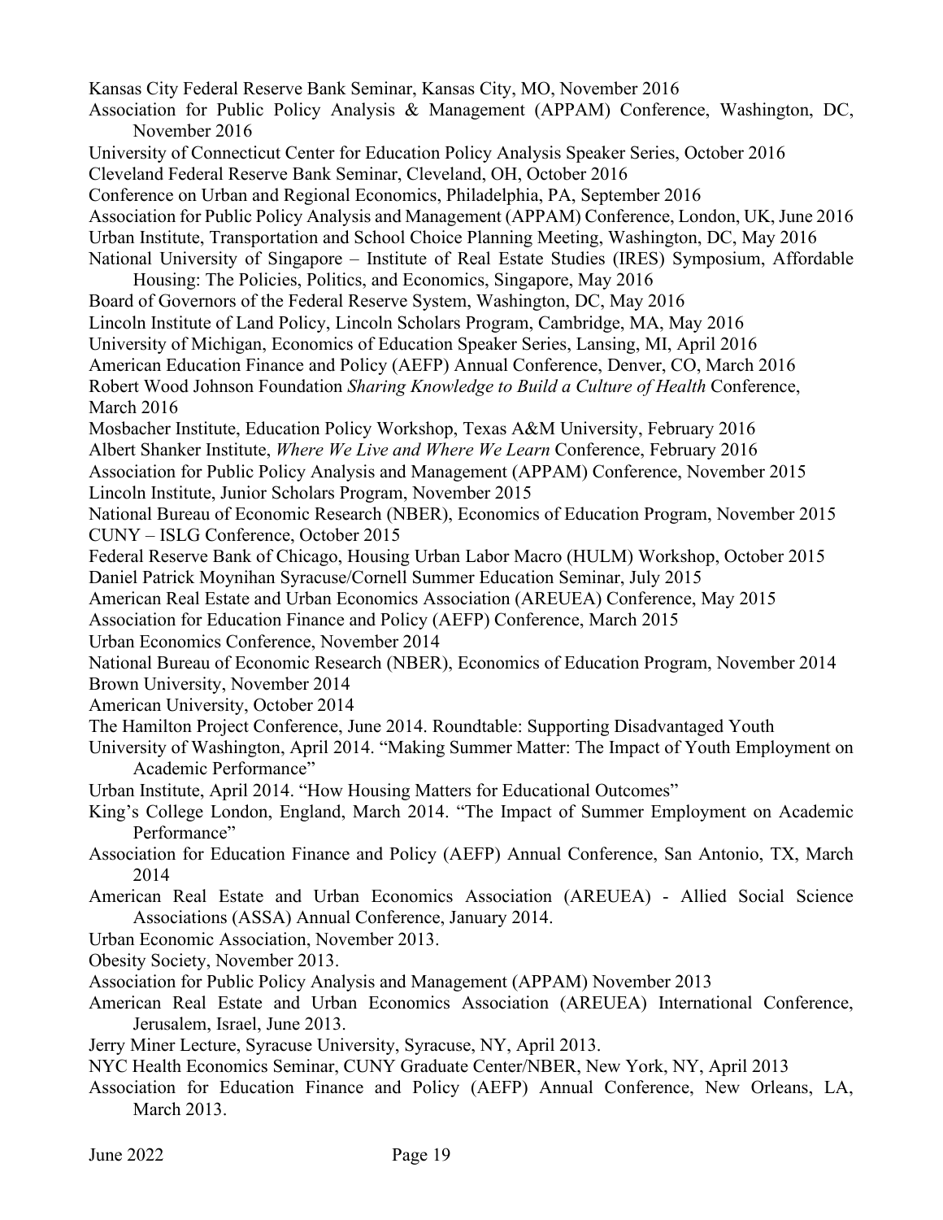Kansas City Federal Reserve Bank Seminar, Kansas City, MO, November 2016

Association for Public Policy Analysis & Management (APPAM) Conference, Washington, DC, November 2016

University of Connecticut Center for Education Policy Analysis Speaker Series, October 2016

Cleveland Federal Reserve Bank Seminar, Cleveland, OH, October 2016

Conference on Urban and Regional Economics, Philadelphia, PA, September 2016

Association for Public Policy Analysis and Management (APPAM) Conference, London, UK, June 2016

Urban Institute, Transportation and School Choice Planning Meeting, Washington, DC, May 2016

National University of Singapore – Institute of Real Estate Studies (IRES) Symposium, Affordable Housing: The Policies, Politics, and Economics, Singapore, May 2016

Board of Governors of the Federal Reserve System, Washington, DC, May 2016

Lincoln Institute of Land Policy, Lincoln Scholars Program, Cambridge, MA, May 2016

University of Michigan, Economics of Education Speaker Series, Lansing, MI, April 2016

American Education Finance and Policy (AEFP) Annual Conference, Denver, CO, March 2016

Robert Wood Johnson Foundation *Sharing Knowledge to Build a Culture of Health* Conference, March 2016

Mosbacher Institute, Education Policy Workshop, Texas A&M University, February 2016

Albert Shanker Institute, *Where We Live and Where We Learn* Conference, February 2016

Association for Public Policy Analysis and Management (APPAM) Conference, November 2015

Lincoln Institute, Junior Scholars Program, November 2015

National Bureau of Economic Research (NBER), Economics of Education Program, November 2015

CUNY – ISLG Conference, October 2015

Federal Reserve Bank of Chicago, Housing Urban Labor Macro (HULM) Workshop, October 2015

Daniel Patrick Moynihan Syracuse/Cornell Summer Education Seminar, July 2015

American Real Estate and Urban Economics Association (AREUEA) Conference, May 2015

Association for Education Finance and Policy (AEFP) Conference, March 2015

Urban Economics Conference, November 2014

National Bureau of Economic Research (NBER), Economics of Education Program, November 2014

Brown University, November 2014

American University, October 2014

The Hamilton Project Conference, June 2014. Roundtable: Supporting Disadvantaged Youth

University of Washington, April 2014. "Making Summer Matter: The Impact of Youth Employment on Academic Performance"

Urban Institute, April 2014. "How Housing Matters for Educational Outcomes"

King's College London, England, March 2014. "The Impact of Summer Employment on Academic Performance"

Association for Education Finance and Policy (AEFP) Annual Conference, San Antonio, TX, March 2014

American Real Estate and Urban Economics Association (AREUEA) - Allied Social Science Associations (ASSA) Annual Conference, January 2014.

Urban Economic Association, November 2013.

Obesity Society, November 2013.

Association for Public Policy Analysis and Management (APPAM) November 2013

American Real Estate and Urban Economics Association (AREUEA) International Conference, Jerusalem, Israel, June 2013.

Jerry Miner Lecture, Syracuse University, Syracuse, NY, April 2013.

NYC Health Economics Seminar, CUNY Graduate Center/NBER, New York, NY, April 2013

Association for Education Finance and Policy (AEFP) Annual Conference, New Orleans, LA, March 2013.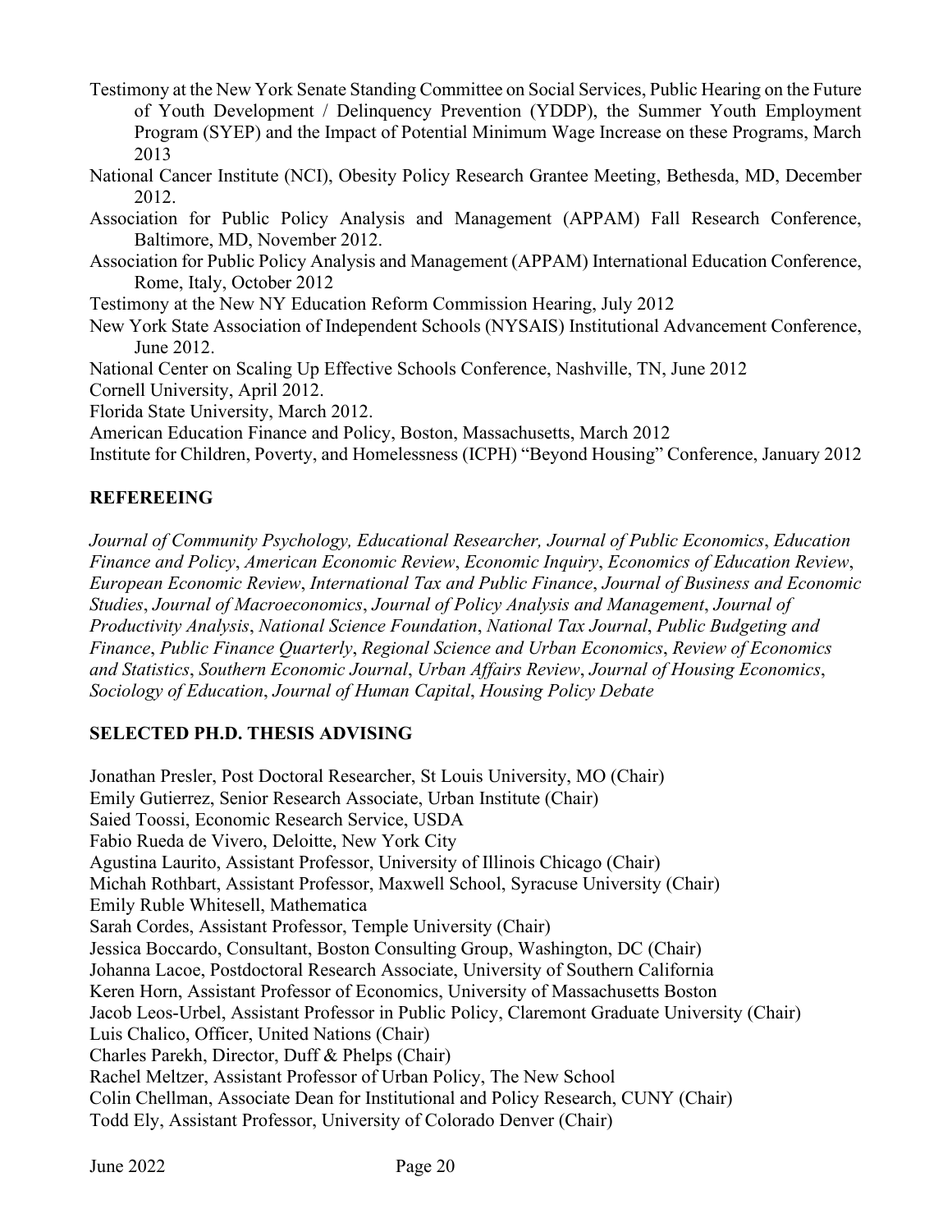Testimony at the New York Senate Standing Committee on Social Services, Public Hearing on the Future of Youth Development / Delinquency Prevention (YDDP), the Summer Youth Employment Program (SYEP) and the Impact of Potential Minimum Wage Increase on these Programs, March 2013

National Cancer Institute (NCI), Obesity Policy Research Grantee Meeting, Bethesda, MD, December 2012.

Association for Public Policy Analysis and Management (APPAM) Fall Research Conference, Baltimore, MD, November 2012.

Association for Public Policy Analysis and Management (APPAM) International Education Conference, Rome, Italy, October 2012

Testimony at the New NY Education Reform Commission Hearing, July 2012

New York State Association of Independent Schools (NYSAIS) Institutional Advancement Conference, June 2012.

National Center on Scaling Up Effective Schools Conference, Nashville, TN, June 2012

Cornell University, April 2012.

Florida State University, March 2012.

American Education Finance and Policy, Boston, Massachusetts, March 2012

Institute for Children, Poverty, and Homelessness (ICPH) "Beyond Housing" Conference, January 2012

## REFEREEING

*Journal of Community Psychology, Educational Researcher, Journal of Public Economics*, *Education Finance and Policy*, *American Economic Review*, *Economic Inquiry*, *Economics of Education Review*, *European Economic Review*, *International Tax and Public Finance*, *Journal of Business and Economic Studies*, *Journal of Macroeconomics*, *Journal of Policy Analysis and Management*, *Journal of Productivity Analysis*, *National Science Foundation*, *National Tax Journal*, *Public Budgeting and Finance*, *Public Finance Quarterly*, *Regional Science and Urban Economics*, *Review of Economics and Statistics*, *Southern Economic Journal*, *Urban Affairs Review*, *Journal of Housing Economics*, *Sociology of Education*, *Journal of Human Capital*, *Housing Policy Debate*

## SELECTED PH.D. THESIS ADVISING

Jonathan Presler, Post Doctoral Researcher, St Louis University, MO (Chair)  
Emily Gutierrez, Senior Research Associate, Urban Institute (Chair)  
Saied Toossi, Economic Research Service, USDA  
Fabio Rueda de Vivero, Deloitte, New York City  
Agustina Laurito, Assistant Professor, University of Illinois Chicago (Chair)  
Michah Rothbart, Assistant Professor, Maxwell School, Syracuse University (Chair)  
Emily Ruble Whitesell, Mathematica  
Sarah Cordes, Assistant Professor, Temple University (Chair)  
Jessica Boccardo, Consultant, Boston Consulting Group, Washington, DC (Chair)  
Johanna Lacoe, Postdoctoral Research Associate, University of Southern California  
Keren Horn, Assistant Professor of Economics, University of Massachusetts Boston  
Jacob Leos-Urbel, Assistant Professor in Public Policy, Claremont Graduate University (Chair)  
Luis Chalico, Officer, United Nations (Chair)  
Charles Parekh, Director, Duff & Phelps (Chair)  
Rachel Meltzer, Assistant Professor of Urban Policy, The New School  
Colin Chellman, Associate Dean for Institutional and Policy Research, CUNY (Chair)  
Todd Ely, Assistant Professor, University of Colorado Denver (Chair)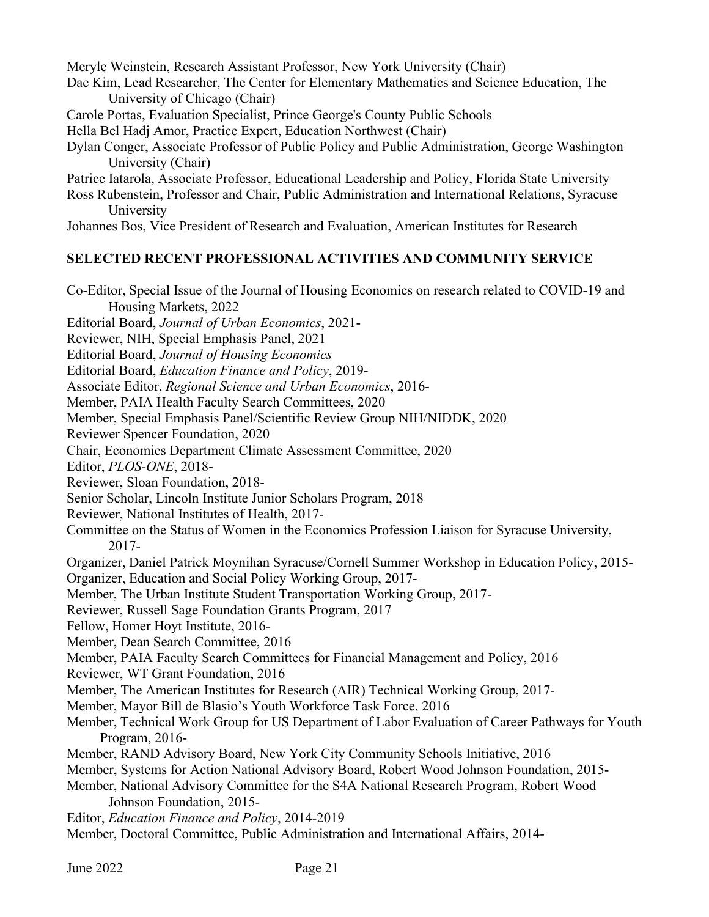Meryle Weinstein, Research Assistant Professor, New York University (Chair)
Dae Kim, Lead Researcher, The Center for Elementary Mathematics and Science Education, The University of Chicago (Chair)
Carole Portas, Evaluation Specialist, Prince George's County Public Schools
Hella Bel Hadj Amor, Practice Expert, Education Northwest (Chair)
Dylan Conger, Associate Professor of Public Policy and Public Administration, George Washington University (Chair)
Patrice Iatarola, Associate Professor, Educational Leadership and Policy, Florida State University
Ross Rubenstein, Professor and Chair, Public Administration and International Relations, Syracuse University
Johannes Bos, Vice President of Research and Evaluation, American Institutes for Research

## SELECTED RECENT PROFESSIONAL ACTIVITIES AND COMMUNITY SERVICE

Co-Editor, Special Issue of the Journal of Housing Economics on research related to COVID-19 and Housing Markets, 2022
Editorial Board, *Journal of Urban Economics*, 2021-
Reviewer, NIH, Special Emphasis Panel, 2021
Editorial Board, *Journal of Housing Economics*
Editorial Board, *Education Finance and Policy*, 2019-
Associate Editor, *Regional Science and Urban Economics*, 2016-
Member, PAIA Health Faculty Search Committees, 2020
Member, Special Emphasis Panel/Scientific Review Group NIH/NIDDK, 2020
Reviewer Spencer Foundation, 2020
Chair, Economics Department Climate Assessment Committee, 2020
Editor, *PLOS-ONE*, 2018-
Reviewer, Sloan Foundation, 2018-
Senior Scholar, Lincoln Institute Junior Scholars Program, 2018
Reviewer, National Institutes of Health, 2017-
Committee on the Status of Women in the Economics Profession Liaison for Syracuse University, 2017-
Organizer, Daniel Patrick Moynihan Syracuse/Cornell Summer Workshop in Education Policy, 2015-
Organizer, Education and Social Policy Working Group, 2017-
Member, The Urban Institute Student Transportation Working Group, 2017-
Reviewer, Russell Sage Foundation Grants Program, 2017
Fellow, Homer Hoyt Institute, 2016-
Member, Dean Search Committee, 2016
Member, PAIA Faculty Search Committees for Financial Management and Policy, 2016
Reviewer, WT Grant Foundation, 2016
Member, The American Institutes for Research (AIR) Technical Working Group, 2017-
Member, Mayor Bill de Blasio's Youth Workforce Task Force, 2016
Member, Technical Work Group for US Department of Labor Evaluation of Career Pathways for Youth Program, 2016-
Member, RAND Advisory Board, New York City Community Schools Initiative, 2016
Member, Systems for Action National Advisory Board, Robert Wood Johnson Foundation, 2015-
Member, National Advisory Committee for the S4A National Research Program, Robert Wood Johnson Foundation, 2015-
Editor, *Education Finance and Policy*, 2014-2019
Member, Doctoral Committee, Public Administration and International Affairs, 2014-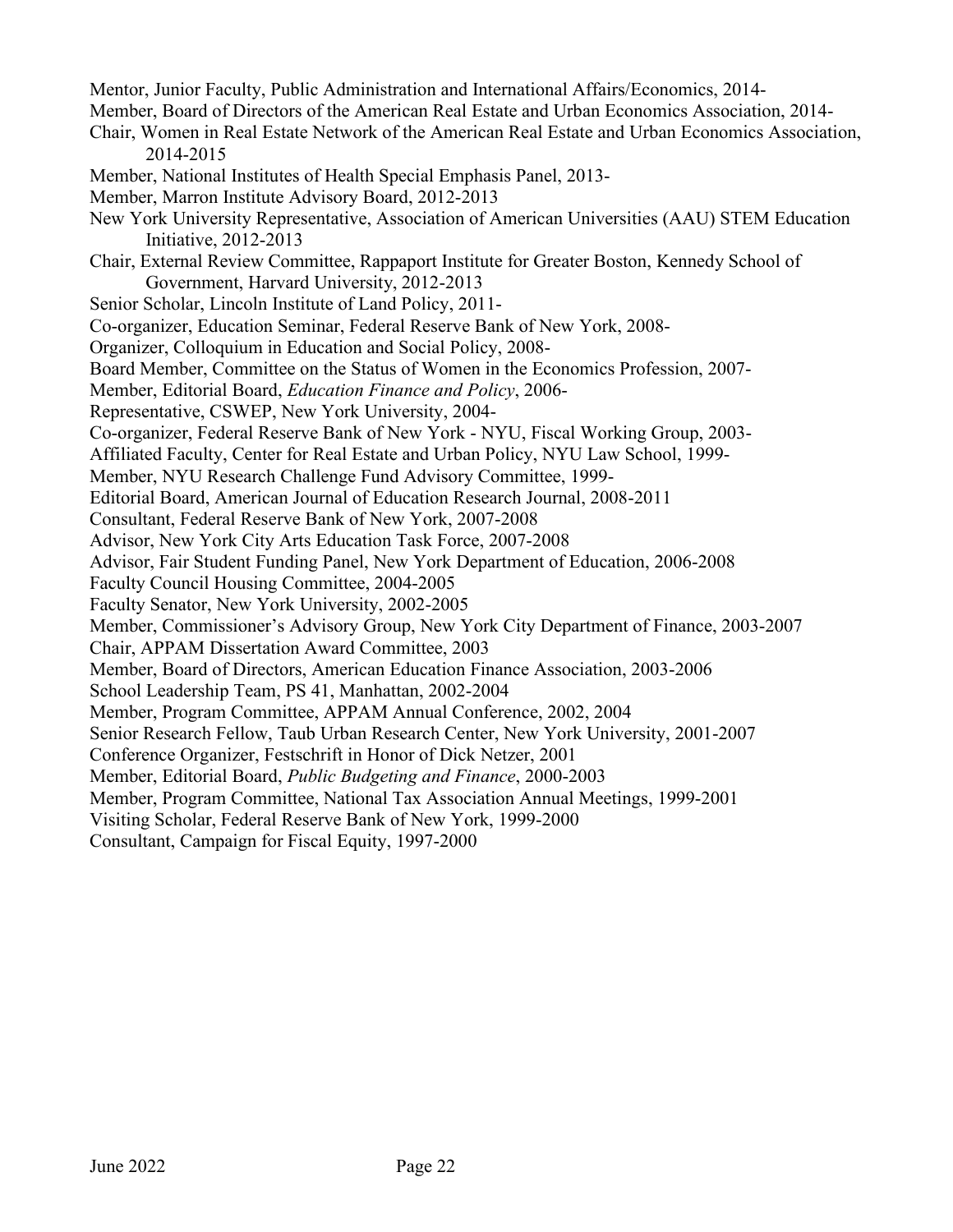Mentor, Junior Faculty, Public Administration and International Affairs/Economics, 2014-
Member, Board of Directors of the American Real Estate and Urban Economics Association, 2014-
Chair, Women in Real Estate Network of the American Real Estate and Urban Economics Association, 2014-2015
Member, National Institutes of Health Special Emphasis Panel, 2013-
Member, Marron Institute Advisory Board, 2012-2013
New York University Representative, Association of American Universities (AAU) STEM Education Initiative, 2012-2013
Chair, External Review Committee, Rappaport Institute for Greater Boston, Kennedy School of Government, Harvard University, 2012-2013
Senior Scholar, Lincoln Institute of Land Policy, 2011-
Co-organizer, Education Seminar, Federal Reserve Bank of New York, 2008-
Organizer, Colloquium in Education and Social Policy, 2008-
Board Member, Committee on the Status of Women in the Economics Profession, 2007-
Member, Editorial Board, *Education Finance and Policy*, 2006-
Representative, CSWEP, New York University, 2004-
Co-organizer, Federal Reserve Bank of New York - NYU, Fiscal Working Group, 2003-
Affiliated Faculty, Center for Real Estate and Urban Policy, NYU Law School, 1999-
Member, NYU Research Challenge Fund Advisory Committee, 1999-
Editorial Board, American Journal of Education Research Journal, 2008-2011
Consultant, Federal Reserve Bank of New York, 2007-2008
Advisor, New York City Arts Education Task Force, 2007-2008
Advisor, Fair Student Funding Panel, New York Department of Education, 2006-2008
Faculty Council Housing Committee, 2004-2005
Faculty Senator, New York University, 2002-2005
Member, Commissioner's Advisory Group, New York City Department of Finance, 2003-2007
Chair, APPAM Dissertation Award Committee, 2003
Member, Board of Directors, American Education Finance Association, 2003-2006
School Leadership Team, PS 41, Manhattan, 2002-2004
Member, Program Committee, APPAM Annual Conference, 2002, 2004
Senior Research Fellow, Taub Urban Research Center, New York University, 2001-2007
Conference Organizer, Festschrift in Honor of Dick Netzer, 2001
Member, Editorial Board, *Public Budgeting and Finance*, 2000-2003
Member, Program Committee, National Tax Association Annual Meetings, 1999-2001
Visiting Scholar, Federal Reserve Bank of New York, 1999-2000
Consultant, Campaign for Fiscal Equity, 1997-2000